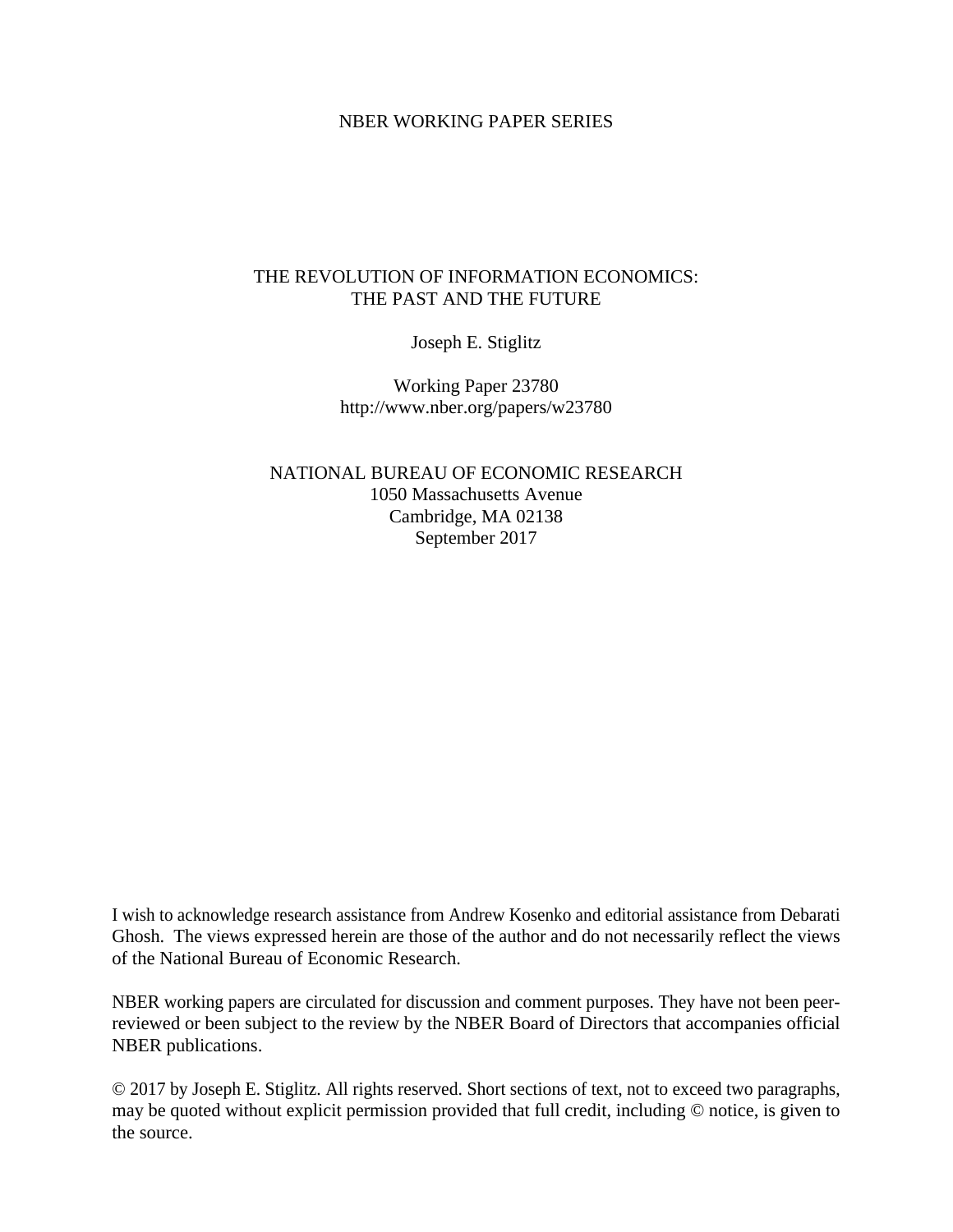NBER WORKING PAPER SERIES

# THE REVOLUTION OF INFORMATION ECONOMICS: THE PAST AND THE FUTURE

Joseph E. Stiglitz

Working Paper 23780
http://www.nber.org/papers/w23780

NATIONAL BUREAU OF ECONOMIC RESEARCH
1050 Massachusetts Avenue
Cambridge, MA 02138
September 2017

I wish to acknowledge research assistance from Andrew Kosenko and editorial assistance from Debarati Ghosh. The views expressed herein are those of the author and do not necessarily reflect the views of the National Bureau of Economic Research.

NBER working papers are circulated for discussion and comment purposes. They have not been peer-reviewed or been subject to the review by the NBER Board of Directors that accompanies official NBER publications.

© 2017 by Joseph E. Stiglitz. All rights reserved. Short sections of text, not to exceed two paragraphs, may be quoted without explicit permission provided that full credit, including © notice, is given to the source.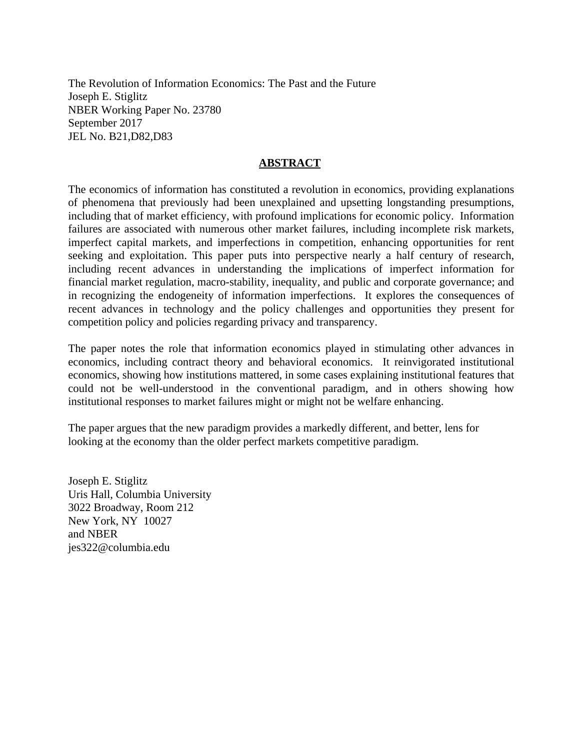The Revolution of Information Economics: The Past and the Future
Joseph E. Stiglitz
NBER Working Paper No. 23780
September 2017
JEL No. B21,D82,D83

## ABSTRACT

The economics of information has constituted a revolution in economics, providing explanations of phenomena that previously had been unexplained and upsetting longstanding presumptions, including that of market efficiency, with profound implications for economic policy. Information failures are associated with numerous other market failures, including incomplete risk markets, imperfect capital markets, and imperfections in competition, enhancing opportunities for rent seeking and exploitation. This paper puts into perspective nearly a half century of research, including recent advances in understanding the implications of imperfect information for financial market regulation, macro-stability, inequality, and public and corporate governance; and in recognizing the endogeneity of information imperfections. It explores the consequences of recent advances in technology and the policy challenges and opportunities they present for competition policy and policies regarding privacy and transparency.

The paper notes the role that information economics played in stimulating other advances in economics, including contract theory and behavioral economics. It reinvigorated institutional economics, showing how institutions mattered, in some cases explaining institutional features that could not be well-understood in the conventional paradigm, and in others showing how institutional responses to market failures might or might not be welfare enhancing.

The paper argues that the new paradigm provides a markedly different, and better, lens for looking at the economy than the older perfect markets competitive paradigm.

Joseph E. Stiglitz
Uris Hall, Columbia University
3022 Broadway, Room 212
New York, NY 10027
and NBER
jes322@columbia.edu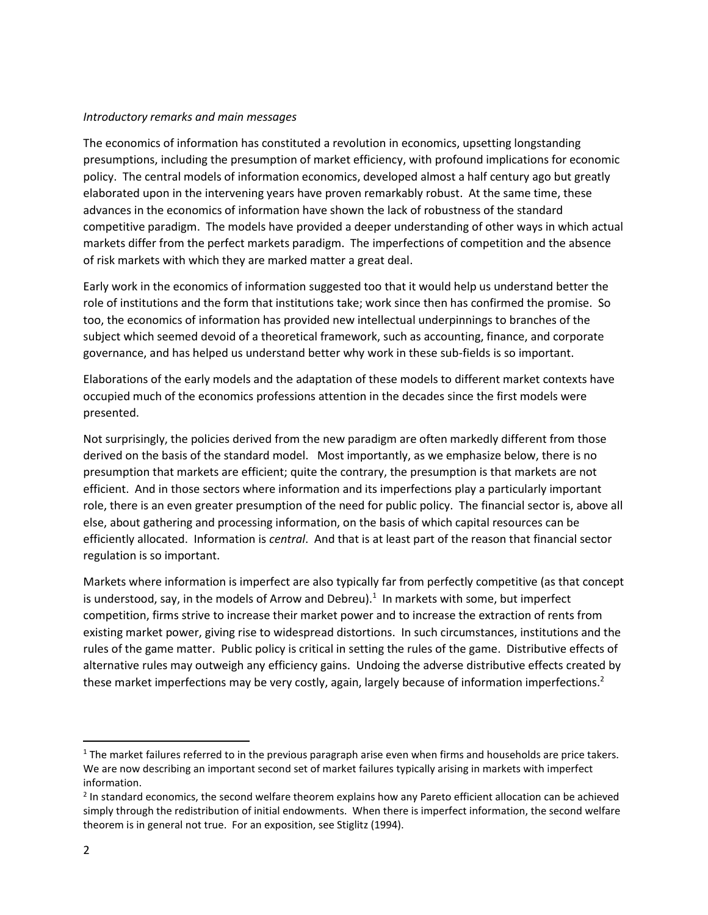*Introductory remarks and main messages*

The economics of information has constituted a revolution in economics, upsetting longstanding presumptions, including the presumption of market efficiency, with profound implications for economic policy. The central models of information economics, developed almost a half century ago but greatly elaborated upon in the intervening years have proven remarkably robust. At the same time, these advances in the economics of information have shown the lack of robustness of the standard competitive paradigm. The models have provided a deeper understanding of other ways in which actual markets differ from the perfect markets paradigm. The imperfections of competition and the absence of risk markets with which they are marked matter a great deal.

Early work in the economics of information suggested too that it would help us understand better the role of institutions and the form that institutions take; work since then has confirmed the promise. So too, the economics of information has provided new intellectual underpinnings to branches of the subject which seemed devoid of a theoretical framework, such as accounting, finance, and corporate governance, and has helped us understand better why work in these sub-fields is so important.

Elaborations of the early models and the adaptation of these models to different market contexts have occupied much of the economics professions attention in the decades since the first models were presented.

Not surprisingly, the policies derived from the new paradigm are often markedly different from those derived on the basis of the standard model. Most importantly, as we emphasize below, there is no presumption that markets are efficient; quite the contrary, the presumption is that markets are not efficient. And in those sectors where information and its imperfections play a particularly important role, there is an even greater presumption of the need for public policy. The financial sector is, above all else, about gathering and processing information, on the basis of which capital resources can be efficiently allocated. Information is *central*. And that is at least part of the reason that financial sector regulation is so important.

Markets where information is imperfect are also typically far from perfectly competitive (as that concept is understood, say, in the models of Arrow and Debreu).[1] In markets with some, but imperfect competition, firms strive to increase their market power and to increase the extraction of rents from existing market power, giving rise to widespread distortions. In such circumstances, institutions and the rules of the game matter. Public policy is critical in setting the rules of the game. Distributive effects of alternative rules may outweigh any efficiency gains. Undoing the adverse distributive effects created by these market imperfections may be very costly, again, largely because of information imperfections.[2]

---

[1] The market failures referred to in the previous paragraph arise even when firms and households are price takers. We are now describing an important second set of market failures typically arising in markets with imperfect information.

[2] In standard economics, the second welfare theorem explains how any Pareto efficient allocation can be achieved simply through the redistribution of initial endowments. When there is imperfect information, the second welfare theorem is in general not true. For an exposition, see Stiglitz (1994).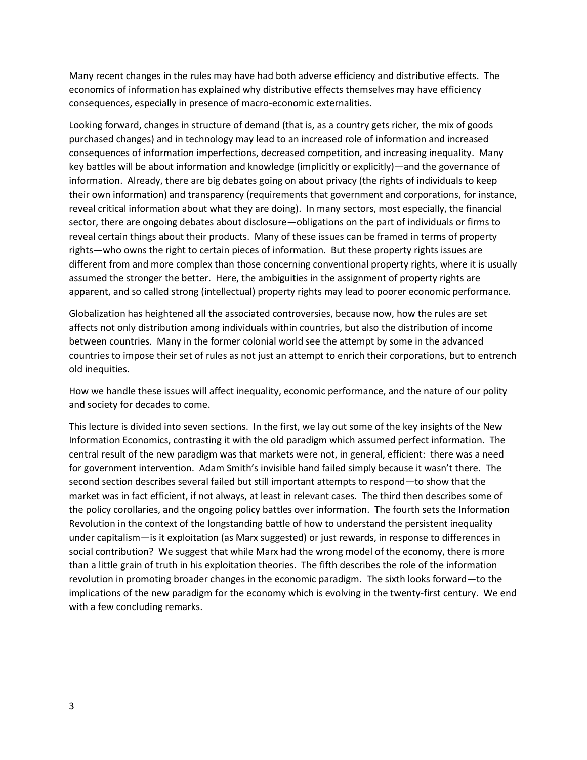Many recent changes in the rules may have had both adverse efficiency and distributive effects. The economics of information has explained why distributive effects themselves may have efficiency consequences, especially in presence of macro-economic externalities.

Looking forward, changes in structure of demand (that is, as a country gets richer, the mix of goods purchased changes) and in technology may lead to an increased role of information and increased consequences of information imperfections, decreased competition, and increasing inequality. Many key battles will be about information and knowledge (implicitly or explicitly)—and the governance of information. Already, there are big debates going on about privacy (the rights of individuals to keep their own information) and transparency (requirements that government and corporations, for instance, reveal critical information about what they are doing). In many sectors, most especially, the financial sector, there are ongoing debates about disclosure—obligations on the part of individuals or firms to reveal certain things about their products. Many of these issues can be framed in terms of property rights—who owns the right to certain pieces of information. But these property rights issues are different from and more complex than those concerning conventional property rights, where it is usually assumed the stronger the better. Here, the ambiguities in the assignment of property rights are apparent, and so called strong (intellectual) property rights may lead to poorer economic performance.

Globalization has heightened all the associated controversies, because now, how the rules are set affects not only distribution among individuals within countries, but also the distribution of income between countries. Many in the former colonial world see the attempt by some in the advanced countries to impose their set of rules as not just an attempt to enrich their corporations, but to entrench old inequities.

How we handle these issues will affect inequality, economic performance, and the nature of our polity and society for decades to come.

This lecture is divided into seven sections. In the first, we lay out some of the key insights of the New Information Economics, contrasting it with the old paradigm which assumed perfect information. The central result of the new paradigm was that markets were not, in general, efficient: there was a need for government intervention. Adam Smith's invisible hand failed simply because it wasn't there. The second section describes several failed but still important attempts to respond—to show that the market was in fact efficient, if not always, at least in relevant cases. The third then describes some of the policy corollaries, and the ongoing policy battles over information. The fourth sets the Information Revolution in the context of the longstanding battle of how to understand the persistent inequality under capitalism—is it exploitation (as Marx suggested) or just rewards, in response to differences in social contribution? We suggest that while Marx had the wrong model of the economy, there is more than a little grain of truth in his exploitation theories. The fifth describes the role of the information revolution in promoting broader changes in the economic paradigm. The sixth looks forward—to the implications of the new paradigm for the economy which is evolving in the twenty-first century. We end with a few concluding remarks.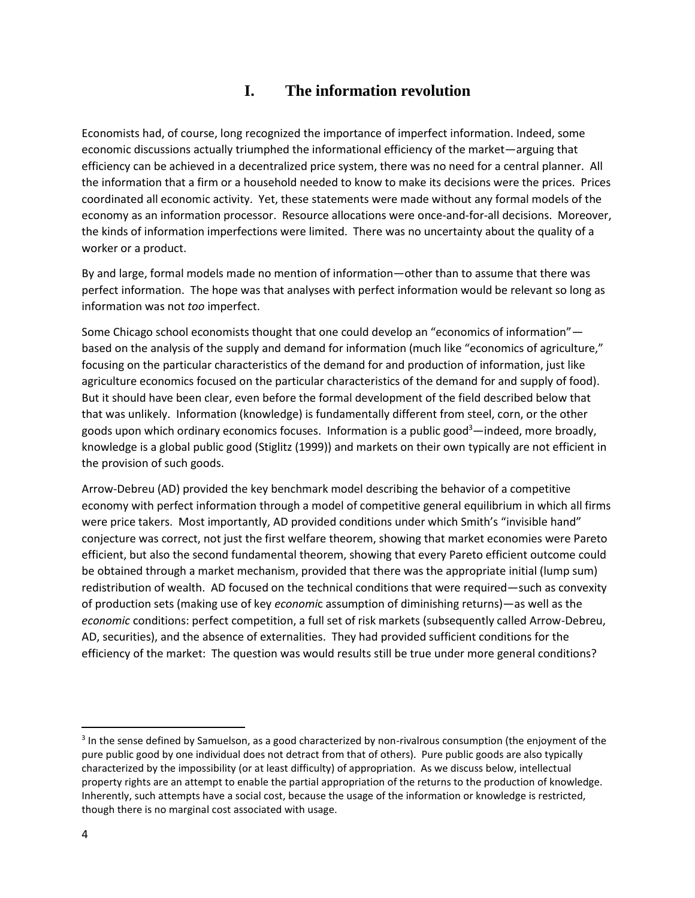# I. The information revolution

Economists had, of course, long recognized the importance of imperfect information. Indeed, some economic discussions actually triumphed the informational efficiency of the market—arguing that efficiency can be achieved in a decentralized price system, there was no need for a central planner. All the information that a firm or a household needed to know to make its decisions were the prices. Prices coordinated all economic activity. Yet, these statements were made without any formal models of the economy as an information processor. Resource allocations were once-and-for-all decisions. Moreover, the kinds of information imperfections were limited. There was no uncertainty about the quality of a worker or a product.

By and large, formal models made no mention of information—other than to assume that there was perfect information. The hope was that analyses with perfect information would be relevant so long as information was not *too* imperfect.

Some Chicago school economists thought that one could develop an "economics of information"—based on the analysis of the supply and demand for information (much like "economics of agriculture," focusing on the particular characteristics of the demand for and production of information, just like agriculture economics focused on the particular characteristics of the demand for and supply of food). But it should have been clear, even before the formal development of the field described below that that was unlikely. Information (knowledge) is fundamentally different from steel, corn, or the other goods upon which ordinary economics focuses. Information is a public good[3]—indeed, more broadly, knowledge is a global public good (Stiglitz (1999)) and markets on their own typically are not efficient in the provision of such goods.

Arrow-Debreu (AD) provided the key benchmark model describing the behavior of a competitive economy with perfect information through a model of competitive general equilibrium in which all firms were price takers. Most importantly, AD provided conditions under which Smith's "invisible hand" conjecture was correct, not just the first welfare theorem, showing that market economies were Pareto efficient, but also the second fundamental theorem, showing that every Pareto efficient outcome could be obtained through a market mechanism, provided that there was the appropriate initial (lump sum) redistribution of wealth. AD focused on the technical conditions that were required—such as convexity of production sets (making use of key *economi*c assumption of diminishing returns)—as well as the *economic* conditions: perfect competition, a full set of risk markets (subsequently called Arrow-Debreu, AD, securities), and the absence of externalities. They had provided sufficient conditions for the efficiency of the market: The question was would results still be true under more general conditions?

[3] In the sense defined by Samuelson, as a good characterized by non-rivalrous consumption (the enjoyment of the pure public good by one individual does not detract from that of others). Pure public goods are also typically characterized by the impossibility (or at least difficulty) of appropriation. As we discuss below, intellectual property rights are an attempt to enable the partial appropriation of the returns to the production of knowledge. Inherently, such attempts have a social cost, because the usage of the information or knowledge is restricted, though there is no marginal cost associated with usage.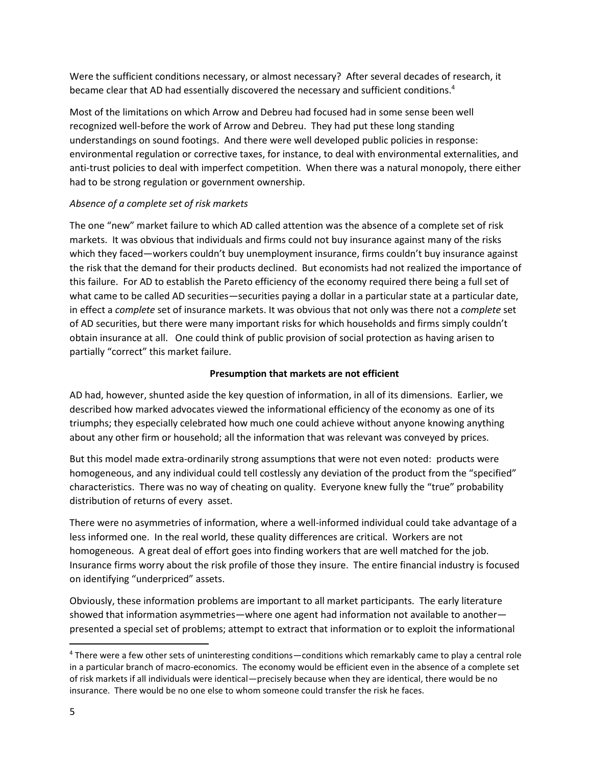Were the sufficient conditions necessary, or almost necessary? After several decades of research, it became clear that AD had essentially discovered the necessary and sufficient conditions.[4]

Most of the limitations on which Arrow and Debreu had focused had in some sense been well recognized well-before the work of Arrow and Debreu. They had put these long standing understandings on sound footings. And there were well developed public policies in response: environmental regulation or corrective taxes, for instance, to deal with environmental externalities, and anti-trust policies to deal with imperfect competition. When there was a natural monopoly, there either had to be strong regulation or government ownership.

*Absence of a complete set of risk markets*

The one "new" market failure to which AD called attention was the absence of a complete set of risk markets. It was obvious that individuals and firms could not buy insurance against many of the risks which they faced—workers couldn't buy unemployment insurance, firms couldn't buy insurance against the risk that the demand for their products declined. But economists had not realized the importance of this failure. For AD to establish the Pareto efficiency of the economy required there being a full set of what came to be called AD securities—securities paying a dollar in a particular state at a particular date, in effect a *complete* set of insurance markets. It was obvious that not only was there not a *complete* set of AD securities, but there were many important risks for which households and firms simply couldn't obtain insurance at all. One could think of public provision of social protection as having arisen to partially "correct" this market failure.

**Presumption that markets are not efficient**

AD had, however, shunted aside the key question of information, in all of its dimensions. Earlier, we described how marked advocates viewed the informational efficiency of the economy as one of its triumphs; they especially celebrated how much one could achieve without anyone knowing anything about any other firm or household; all the information that was relevant was conveyed by prices.

But this model made extra-ordinarily strong assumptions that were not even noted: products were homogeneous, and any individual could tell costlessly any deviation of the product from the "specified" characteristics. There was no way of cheating on quality. Everyone knew fully the "true" probability distribution of returns of every asset.

There were no asymmetries of information, where a well-informed individual could take advantage of a less informed one. In the real world, these quality differences are critical. Workers are not homogeneous. A great deal of effort goes into finding workers that are well matched for the job. Insurance firms worry about the risk profile of those they insure. The entire financial industry is focused on identifying "underpriced" assets.

Obviously, these information problems are important to all market participants. The early literature showed that information asymmetries—where one agent had information not available to another—presented a special set of problems; attempt to extract that information or to exploit the informational

---

[4] There were a few other sets of uninteresting conditions—conditions which remarkably came to play a central role in a particular branch of macro-economics. The economy would be efficient even in the absence of a complete set of risk markets if all individuals were identical—precisely because when they are identical, there would be no insurance. There would be no one else to whom someone could transfer the risk he faces.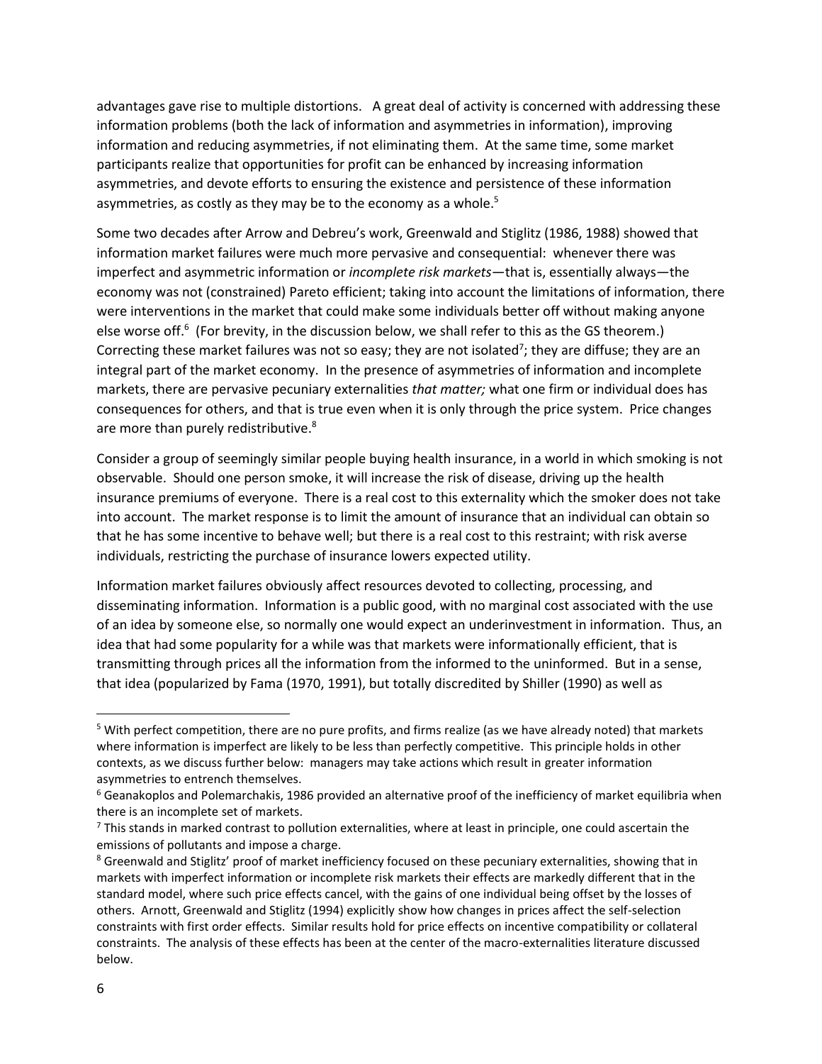advantages gave rise to multiple distortions. A great deal of activity is concerned with addressing these information problems (both the lack of information and asymmetries in information), improving information and reducing asymmetries, if not eliminating them. At the same time, some market participants realize that opportunities for profit can be enhanced by increasing information asymmetries, and devote efforts to ensuring the existence and persistence of these information asymmetries, as costly as they may be to the economy as a whole.[5]

Some two decades after Arrow and Debreu's work, Greenwald and Stiglitz (1986, 1988) showed that information market failures were much more pervasive and consequential: whenever there was imperfect and asymmetric information or *incomplete risk markets*—that is, essentially always—the economy was not (constrained) Pareto efficient; taking into account the limitations of information, there were interventions in the market that could make some individuals better off without making anyone else worse off.[6] (For brevity, in the discussion below, we shall refer to this as the GS theorem.) Correcting these market failures was not so easy; they are not isolated[7]; they are diffuse; they are an integral part of the market economy. In the presence of asymmetries of information and incomplete markets, there are pervasive pecuniary externalities *that matter;* what one firm or individual does has consequences for others, and that is true even when it is only through the price system. Price changes are more than purely redistributive.[8]

Consider a group of seemingly similar people buying health insurance, in a world in which smoking is not observable. Should one person smoke, it will increase the risk of disease, driving up the health insurance premiums of everyone. There is a real cost to this externality which the smoker does not take into account. The market response is to limit the amount of insurance that an individual can obtain so that he has some incentive to behave well; but there is a real cost to this restraint; with risk averse individuals, restricting the purchase of insurance lowers expected utility.

Information market failures obviously affect resources devoted to collecting, processing, and disseminating information. Information is a public good, with no marginal cost associated with the use of an idea by someone else, so normally one would expect an underinvestment in information. Thus, an idea that had some popularity for a while was that markets were informationally efficient, that is transmitting through prices all the information from the informed to the uninformed. But in a sense, that idea (popularized by Fama (1970, 1991), but totally discredited by Shiller (1990) as well as

---

[5] With perfect competition, there are no pure profits, and firms realize (as we have already noted) that markets where information is imperfect are likely to be less than perfectly competitive. This principle holds in other contexts, as we discuss further below: managers may take actions which result in greater information asymmetries to entrench themselves.

[6] Geanakoplos and Polemarchakis, 1986 provided an alternative proof of the inefficiency of market equilibria when there is an incomplete set of markets.

[7] This stands in marked contrast to pollution externalities, where at least in principle, one could ascertain the emissions of pollutants and impose a charge.

[8] Greenwald and Stiglitz' proof of market inefficiency focused on these pecuniary externalities, showing that in markets with imperfect information or incomplete risk markets their effects are markedly different that in the standard model, where such price effects cancel, with the gains of one individual being offset by the losses of others. Arnott, Greenwald and Stiglitz (1994) explicitly show how changes in prices affect the self-selection constraints with first order effects. Similar results hold for price effects on incentive compatibility or collateral constraints. The analysis of these effects has been at the center of the macro-externalities literature discussed below.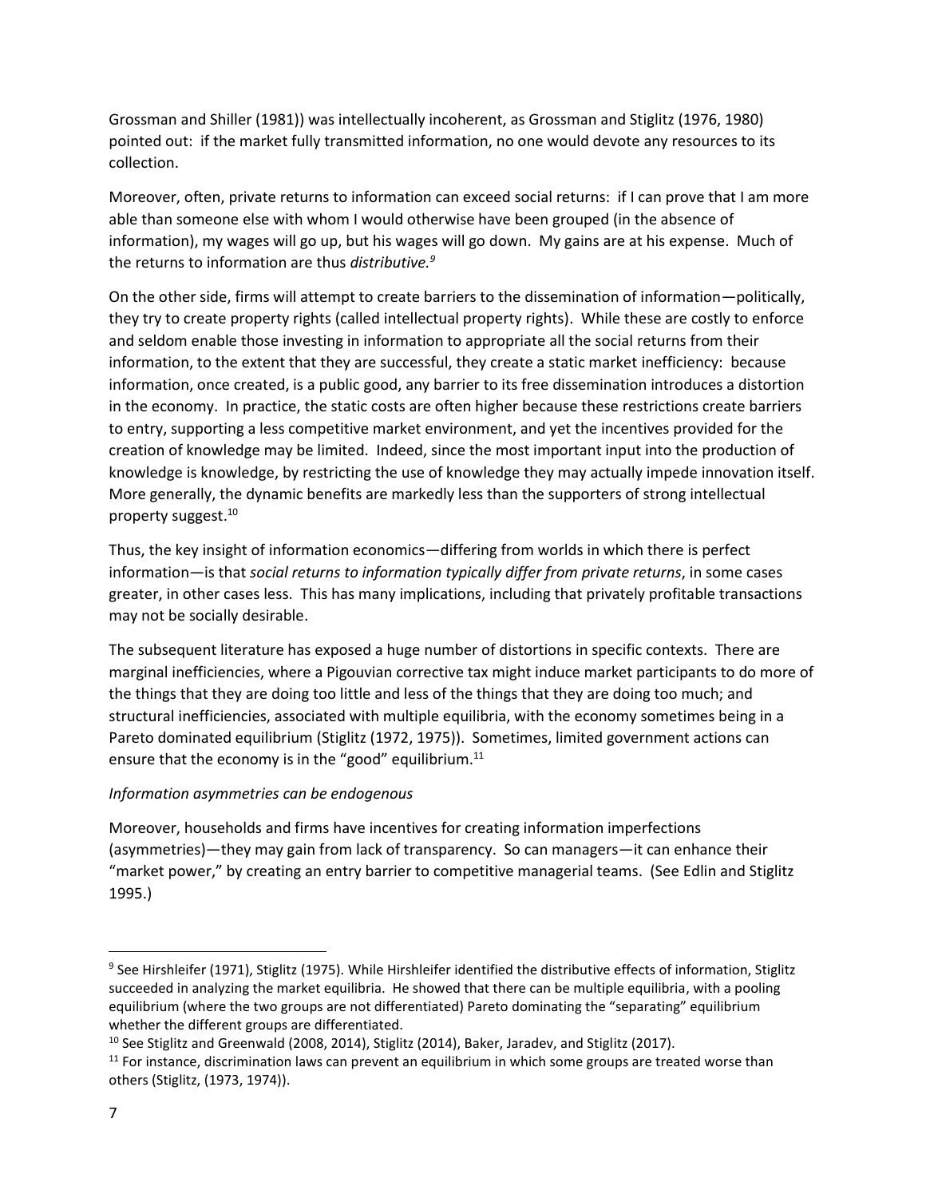Grossman and Shiller (1981)) was intellectually incoherent, as Grossman and Stiglitz (1976, 1980) pointed out: if the market fully transmitted information, no one would devote any resources to its collection.

Moreover, often, private returns to information can exceed social returns: if I can prove that I am more able than someone else with whom I would otherwise have been grouped (in the absence of information), my wages will go up, but his wages will go down. My gains are at his expense. Much of the returns to information are thus *distributive.*[9]

On the other side, firms will attempt to create barriers to the dissemination of information—politically, they try to create property rights (called intellectual property rights). While these are costly to enforce and seldom enable those investing in information to appropriate all the social returns from their information, to the extent that they are successful, they create a static market inefficiency: because information, once created, is a public good, any barrier to its free dissemination introduces a distortion in the economy. In practice, the static costs are often higher because these restrictions create barriers to entry, supporting a less competitive market environment, and yet the incentives provided for the creation of knowledge may be limited. Indeed, since the most important input into the production of knowledge is knowledge, by restricting the use of knowledge they may actually impede innovation itself. More generally, the dynamic benefits are markedly less than the supporters of strong intellectual property suggest.[10]

Thus, the key insight of information economics—differing from worlds in which there is perfect information—is that *social returns to information typically differ from private returns*, in some cases greater, in other cases less. This has many implications, including that privately profitable transactions may not be socially desirable.

The subsequent literature has exposed a huge number of distortions in specific contexts. There are marginal inefficiencies, where a Pigouvian corrective tax might induce market participants to do more of the things that they are doing too little and less of the things that they are doing too much; and structural inefficiencies, associated with multiple equilibria, with the economy sometimes being in a Pareto dominated equilibrium (Stiglitz (1972, 1975)). Sometimes, limited government actions can ensure that the economy is in the "good" equilibrium.[11]

*Information asymmetries can be endogenous*

Moreover, households and firms have incentives for creating information imperfections (asymmetries)—they may gain from lack of transparency. So can managers—it can enhance their "market power," by creating an entry barrier to competitive managerial teams. (See Edlin and Stiglitz 1995.)

---

[9] See Hirshleifer (1971), Stiglitz (1975). While Hirshleifer identified the distributive effects of information, Stiglitz succeeded in analyzing the market equilibria. He showed that there can be multiple equilibria, with a pooling equilibrium (where the two groups are not differentiated) Pareto dominating the "separating" equilibrium whether the different groups are differentiated.

[10] See Stiglitz and Greenwald (2008, 2014), Stiglitz (2014), Baker, Jaradev, and Stiglitz (2017).

[11] For instance, discrimination laws can prevent an equilibrium in which some groups are treated worse than others (Stiglitz, (1973, 1974)).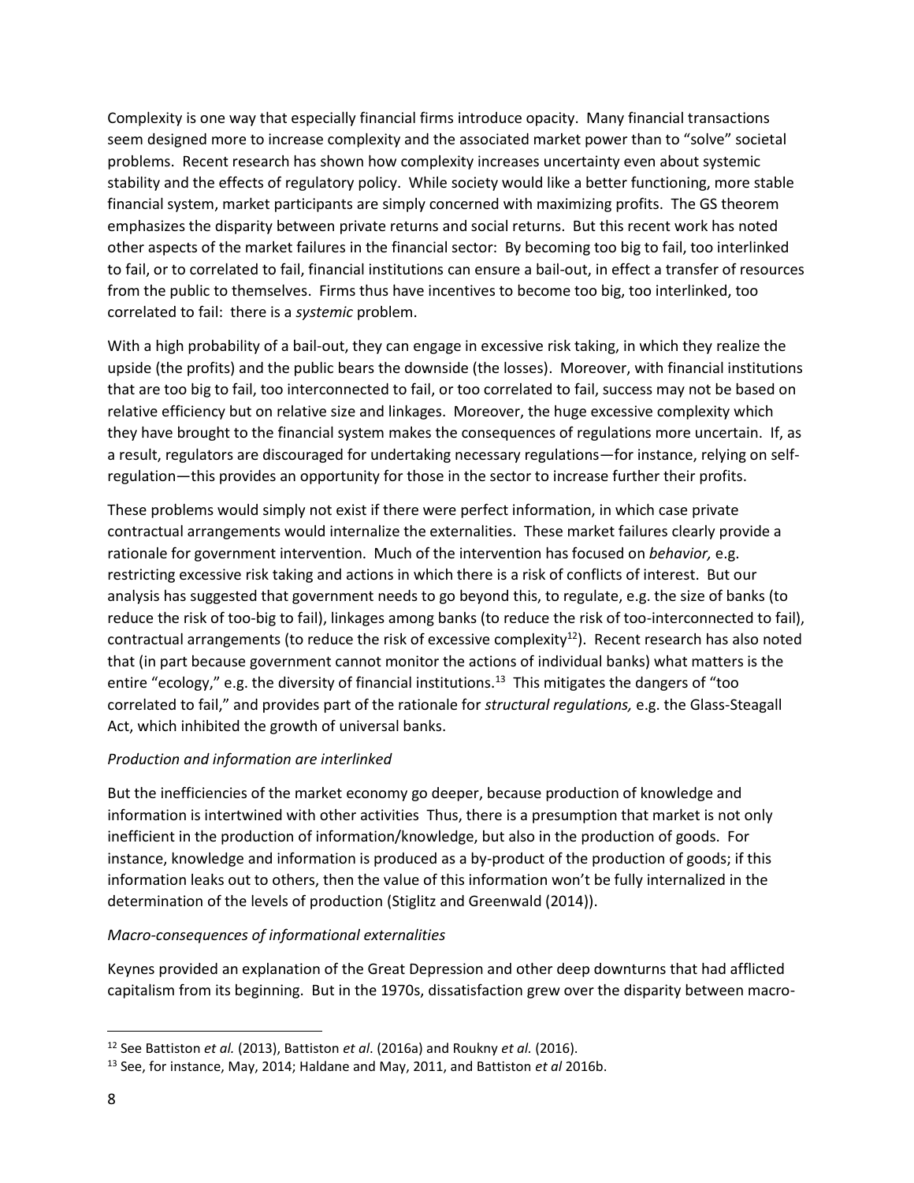Complexity is one way that especially financial firms introduce opacity. Many financial transactions seem designed more to increase complexity and the associated market power than to "solve" societal problems. Recent research has shown how complexity increases uncertainty even about systemic stability and the effects of regulatory policy. While society would like a better functioning, more stable financial system, market participants are simply concerned with maximizing profits. The GS theorem emphasizes the disparity between private returns and social returns. But this recent work has noted other aspects of the market failures in the financial sector: By becoming too big to fail, too interlinked to fail, or to correlated to fail, financial institutions can ensure a bail-out, in effect a transfer of resources from the public to themselves. Firms thus have incentives to become too big, too interlinked, too correlated to fail: there is a *systemic* problem.

With a high probability of a bail-out, they can engage in excessive risk taking, in which they realize the upside (the profits) and the public bears the downside (the losses). Moreover, with financial institutions that are too big to fail, too interconnected to fail, or too correlated to fail, success may not be based on relative efficiency but on relative size and linkages. Moreover, the huge excessive complexity which they have brought to the financial system makes the consequences of regulations more uncertain. If, as a result, regulators are discouraged for undertaking necessary regulations—for instance, relying on self-regulation—this provides an opportunity for those in the sector to increase further their profits.

These problems would simply not exist if there were perfect information, in which case private contractual arrangements would internalize the externalities. These market failures clearly provide a rationale for government intervention. Much of the intervention has focused on *behavior,* e.g. restricting excessive risk taking and actions in which there is a risk of conflicts of interest. But our analysis has suggested that government needs to go beyond this, to regulate, e.g. the size of banks (to reduce the risk of too-big to fail), linkages among banks (to reduce the risk of too-interconnected to fail), contractual arrangements (to reduce the risk of excessive complexity[12]). Recent research has also noted that (in part because government cannot monitor the actions of individual banks) what matters is the entire "ecology," e.g. the diversity of financial institutions.[13] This mitigates the dangers of "too correlated to fail," and provides part of the rationale for *structural regulations,* e.g. the Glass-Steagall Act, which inhibited the growth of universal banks.

*Production and information are interlinked*

But the inefficiencies of the market economy go deeper, because production of knowledge and information is intertwined with other activities Thus, there is a presumption that market is not only inefficient in the production of information/knowledge, but also in the production of goods. For instance, knowledge and information is produced as a by-product of the production of goods; if this information leaks out to others, then the value of this information won't be fully internalized in the determination of the levels of production (Stiglitz and Greenwald (2014)).

*Macro-consequences of informational externalities*

Keynes provided an explanation of the Great Depression and other deep downturns that had afflicted capitalism from its beginning. But in the 1970s, dissatisfaction grew over the disparity between macro-

---

[12] See Battiston *et al.* (2013), Battiston *et al*. (2016a) and Roukny *et al.* (2016).

[13] See, for instance, May, 2014; Haldane and May, 2011, and Battiston *et al* 2016b.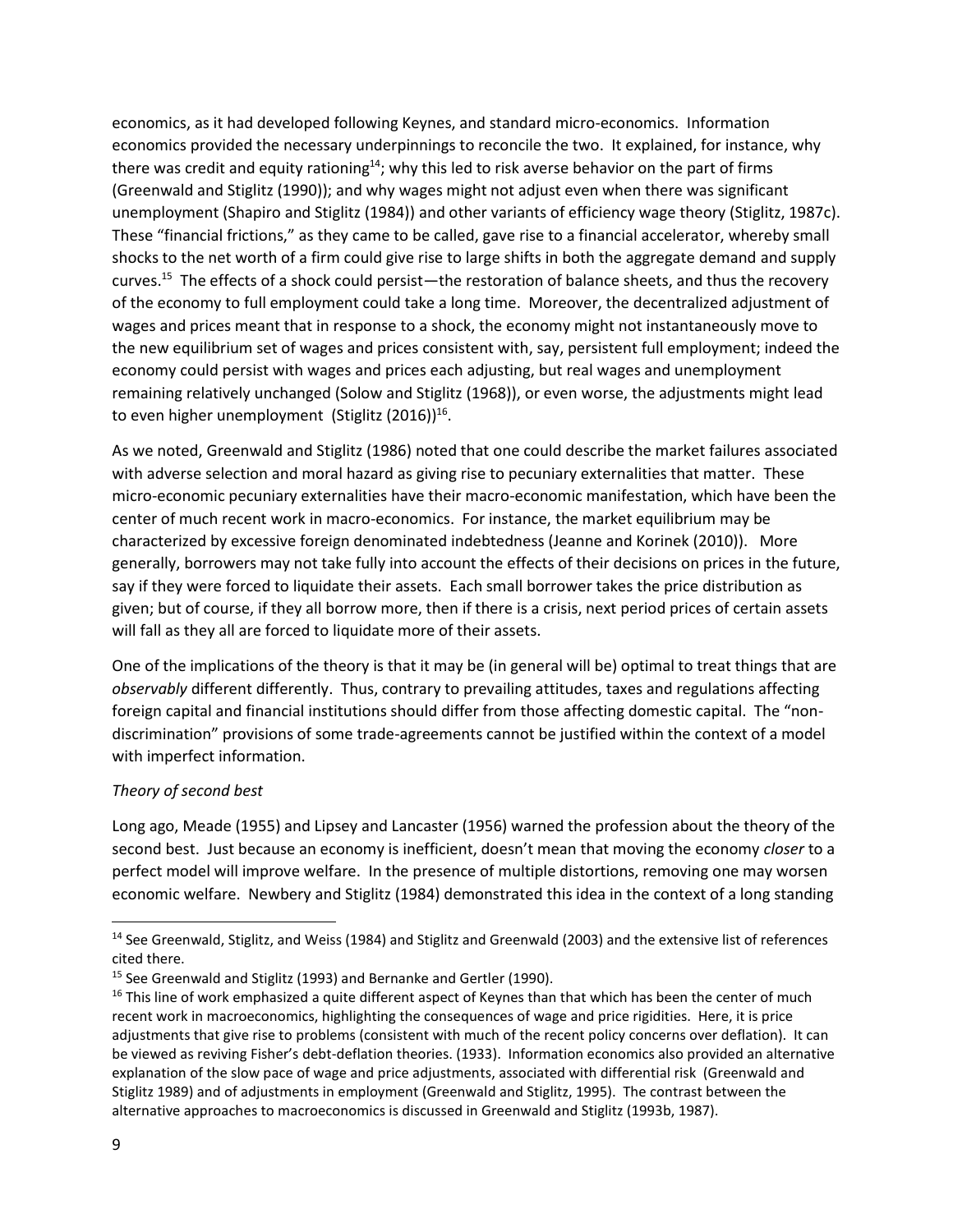economics, as it had developed following Keynes, and standard micro-economics. Information economics provided the necessary underpinnings to reconcile the two. It explained, for instance, why there was credit and equity rationing[14]; why this led to risk averse behavior on the part of firms (Greenwald and Stiglitz (1990)); and why wages might not adjust even when there was significant unemployment (Shapiro and Stiglitz (1984)) and other variants of efficiency wage theory (Stiglitz, 1987c). These "financial frictions," as they came to be called, gave rise to a financial accelerator, whereby small shocks to the net worth of a firm could give rise to large shifts in both the aggregate demand and supply curves.[15] The effects of a shock could persist—the restoration of balance sheets, and thus the recovery of the economy to full employment could take a long time. Moreover, the decentralized adjustment of wages and prices meant that in response to a shock, the economy might not instantaneously move to the new equilibrium set of wages and prices consistent with, say, persistent full employment; indeed the economy could persist with wages and prices each adjusting, but real wages and unemployment remaining relatively unchanged (Solow and Stiglitz (1968)), or even worse, the adjustments might lead to even higher unemployment (Stiglitz (2016))[16].

As we noted, Greenwald and Stiglitz (1986) noted that one could describe the market failures associated with adverse selection and moral hazard as giving rise to pecuniary externalities that matter. These micro-economic pecuniary externalities have their macro-economic manifestation, which have been the center of much recent work in macro-economics. For instance, the market equilibrium may be characterized by excessive foreign denominated indebtedness (Jeanne and Korinek (2010)). More generally, borrowers may not take fully into account the effects of their decisions on prices in the future, say if they were forced to liquidate their assets. Each small borrower takes the price distribution as given; but of course, if they all borrow more, then if there is a crisis, next period prices of certain assets will fall as they all are forced to liquidate more of their assets.

One of the implications of the theory is that it may be (in general will be) optimal to treat things that are *observably* different differently. Thus, contrary to prevailing attitudes, taxes and regulations affecting foreign capital and financial institutions should differ from those affecting domestic capital. The "non-discrimination" provisions of some trade-agreements cannot be justified within the context of a model with imperfect information.

*Theory of second best*

Long ago, Meade (1955) and Lipsey and Lancaster (1956) warned the profession about the theory of the second best. Just because an economy is inefficient, doesn't mean that moving the economy *closer* to a perfect model will improve welfare. In the presence of multiple distortions, removing one may worsen economic welfare. Newbery and Stiglitz (1984) demonstrated this idea in the context of a long standing

---

[14] See Greenwald, Stiglitz, and Weiss (1984) and Stiglitz and Greenwald (2003) and the extensive list of references cited there.

[15] See Greenwald and Stiglitz (1993) and Bernanke and Gertler (1990).

[16] This line of work emphasized a quite different aspect of Keynes than that which has been the center of much recent work in macroeconomics, highlighting the consequences of wage and price rigidities. Here, it is price adjustments that give rise to problems (consistent with much of the recent policy concerns over deflation). It can be viewed as reviving Fisher's debt-deflation theories. (1933). Information economics also provided an alternative explanation of the slow pace of wage and price adjustments, associated with differential risk (Greenwald and Stiglitz 1989) and of adjustments in employment (Greenwald and Stiglitz, 1995). The contrast between the alternative approaches to macroeconomics is discussed in Greenwald and Stiglitz (1993b, 1987).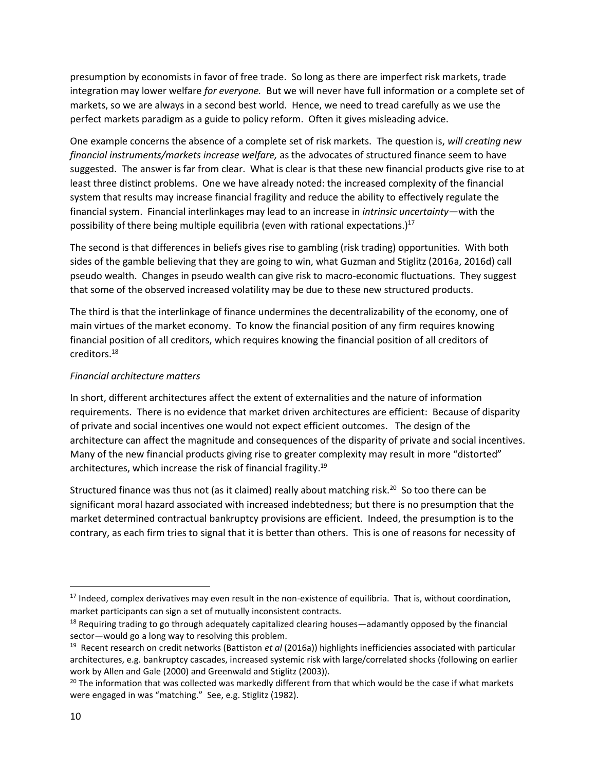presumption by economists in favor of free trade. So long as there are imperfect risk markets, trade integration may lower welfare *for everyone.* But we will never have full information or a complete set of markets, so we are always in a second best world. Hence, we need to tread carefully as we use the perfect markets paradigm as a guide to policy reform. Often it gives misleading advice.

One example concerns the absence of a complete set of risk markets. The question is, *will creating new financial instruments/markets increase welfare,* as the advocates of structured finance seem to have suggested. The answer is far from clear. What is clear is that these new financial products give rise to at least three distinct problems. One we have already noted: the increased complexity of the financial system that results may increase financial fragility and reduce the ability to effectively regulate the financial system. Financial interlinkages may lead to an increase in *intrinsic uncertainty*—with the possibility of there being multiple equilibria (even with rational expectations.)[17]

The second is that differences in beliefs gives rise to gambling (risk trading) opportunities. With both sides of the gamble believing that they are going to win, what Guzman and Stiglitz (2016a, 2016d) call pseudo wealth. Changes in pseudo wealth can give risk to macro-economic fluctuations. They suggest that some of the observed increased volatility may be due to these new structured products.

The third is that the interlinkage of finance undermines the decentralizability of the economy, one of main virtues of the market economy. To know the financial position of any firm requires knowing financial position of all creditors, which requires knowing the financial position of all creditors of creditors.[18]

*Financial architecture matters*

In short, different architectures affect the extent of externalities and the nature of information requirements. There is no evidence that market driven architectures are efficient: Because of disparity of private and social incentives one would not expect efficient outcomes. The design of the architecture can affect the magnitude and consequences of the disparity of private and social incentives. Many of the new financial products giving rise to greater complexity may result in more "distorted" architectures, which increase the risk of financial fragility.[19]

Structured finance was thus not (as it claimed) really about matching risk.[20] So too there can be significant moral hazard associated with increased indebtedness; but there is no presumption that the market determined contractual bankruptcy provisions are efficient. Indeed, the presumption is to the contrary, as each firm tries to signal that it is better than others. This is one of reasons for necessity of

---

[17] Indeed, complex derivatives may even result in the non-existence of equilibria. That is, without coordination, market participants can sign a set of mutually inconsistent contracts.

[18] Requiring trading to go through adequately capitalized clearing houses—adamantly opposed by the financial sector—would go a long way to resolving this problem.

[19] Recent research on credit networks (Battiston *et al* (2016a)) highlights inefficiencies associated with particular architectures, e.g. bankruptcy cascades, increased systemic risk with large/correlated shocks (following on earlier work by Allen and Gale (2000) and Greenwald and Stiglitz (2003)).

[20] The information that was collected was markedly different from that which would be the case if what markets were engaged in was "matching." See, e.g. Stiglitz (1982).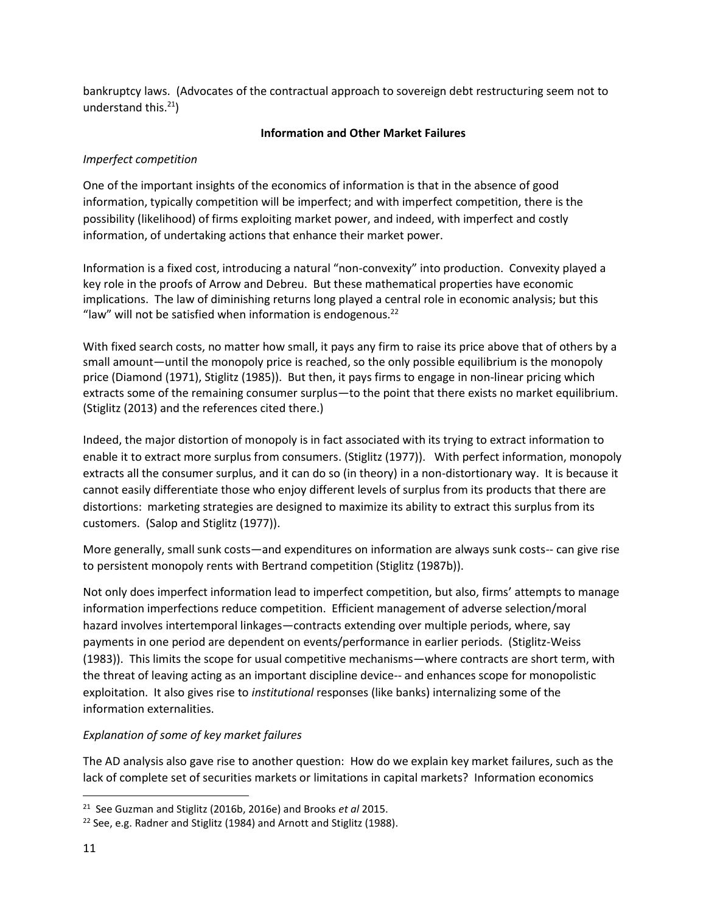bankruptcy laws. (Advocates of the contractual approach to sovereign debt restructuring seem not to understand this.[21])

## Information and Other Market Failures

*Imperfect competition*

One of the important insights of the economics of information is that in the absence of good information, typically competition will be imperfect; and with imperfect competition, there is the possibility (likelihood) of firms exploiting market power, and indeed, with imperfect and costly information, of undertaking actions that enhance their market power.

Information is a fixed cost, introducing a natural "non-convexity" into production. Convexity played a key role in the proofs of Arrow and Debreu. But these mathematical properties have economic implications. The law of diminishing returns long played a central role in economic analysis; but this "law" will not be satisfied when information is endogenous.[22]

With fixed search costs, no matter how small, it pays any firm to raise its price above that of others by a small amount—until the monopoly price is reached, so the only possible equilibrium is the monopoly price (Diamond (1971), Stiglitz (1985)). But then, it pays firms to engage in non-linear pricing which extracts some of the remaining consumer surplus—to the point that there exists no market equilibrium. (Stiglitz (2013) and the references cited there.)

Indeed, the major distortion of monopoly is in fact associated with its trying to extract information to enable it to extract more surplus from consumers. (Stiglitz (1977)). With perfect information, monopoly extracts all the consumer surplus, and it can do so (in theory) in a non-distortionary way. It is because it cannot easily differentiate those who enjoy different levels of surplus from its products that there are distortions: marketing strategies are designed to maximize its ability to extract this surplus from its customers. (Salop and Stiglitz (1977)).

More generally, small sunk costs—and expenditures on information are always sunk costs-- can give rise to persistent monopoly rents with Bertrand competition (Stiglitz (1987b)).

Not only does imperfect information lead to imperfect competition, but also, firms' attempts to manage information imperfections reduce competition. Efficient management of adverse selection/moral hazard involves intertemporal linkages—contracts extending over multiple periods, where, say payments in one period are dependent on events/performance in earlier periods. (Stiglitz-Weiss (1983)). This limits the scope for usual competitive mechanisms—where contracts are short term, with the threat of leaving acting as an important discipline device-- and enhances scope for monopolistic exploitation. It also gives rise to *institutional* responses (like banks) internalizing some of the information externalities.

*Explanation of some of key market failures*

The AD analysis also gave rise to another question: How do we explain key market failures, such as the lack of complete set of securities markets or limitations in capital markets? Information economics

---

[21] See Guzman and Stiglitz (2016b, 2016e) and Brooks *et al* 2015.

[22] See, e.g. Radner and Stiglitz (1984) and Arnott and Stiglitz (1988).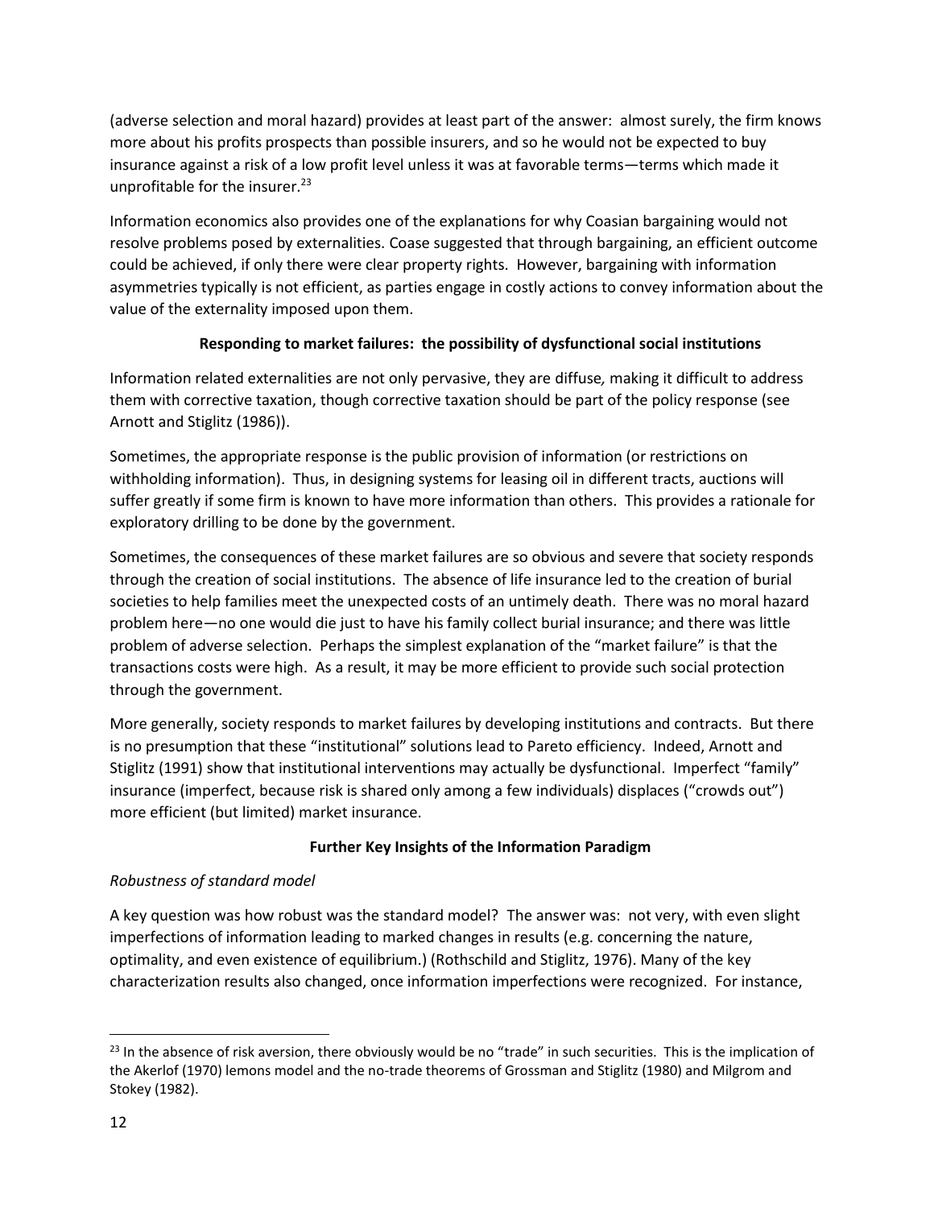(adverse selection and moral hazard) provides at least part of the answer: almost surely, the firm knows more about his profits prospects than possible insurers, and so he would not be expected to buy insurance against a risk of a low profit level unless it was at favorable terms—terms which made it unprofitable for the insurer.[23]

Information economics also provides one of the explanations for why Coasian bargaining would not resolve problems posed by externalities. Coase suggested that through bargaining, an efficient outcome could be achieved, if only there were clear property rights. However, bargaining with information asymmetries typically is not efficient, as parties engage in costly actions to convey information about the value of the externality imposed upon them.

**Responding to market failures: the possibility of dysfunctional social institutions**

Information related externalities are not only pervasive, they are diffuse*,* making it difficult to address them with corrective taxation, though corrective taxation should be part of the policy response (see Arnott and Stiglitz (1986)).

Sometimes, the appropriate response is the public provision of information (or restrictions on withholding information). Thus, in designing systems for leasing oil in different tracts, auctions will suffer greatly if some firm is known to have more information than others. This provides a rationale for exploratory drilling to be done by the government.

Sometimes, the consequences of these market failures are so obvious and severe that society responds through the creation of social institutions. The absence of life insurance led to the creation of burial societies to help families meet the unexpected costs of an untimely death. There was no moral hazard problem here—no one would die just to have his family collect burial insurance; and there was little problem of adverse selection. Perhaps the simplest explanation of the "market failure" is that the transactions costs were high. As a result, it may be more efficient to provide such social protection through the government.

More generally, society responds to market failures by developing institutions and contracts. But there is no presumption that these "institutional" solutions lead to Pareto efficiency. Indeed, Arnott and Stiglitz (1991) show that institutional interventions may actually be dysfunctional. Imperfect "family" insurance (imperfect, because risk is shared only among a few individuals) displaces ("crowds out") more efficient (but limited) market insurance.

**Further Key Insights of the Information Paradigm**

*Robustness of standard model*

A key question was how robust was the standard model? The answer was: not very, with even slight imperfections of information leading to marked changes in results (e.g. concerning the nature, optimality, and even existence of equilibrium.) (Rothschild and Stiglitz, 1976). Many of the key characterization results also changed, once information imperfections were recognized. For instance,

[23] In the absence of risk aversion, there obviously would be no "trade" in such securities. This is the implication of the Akerlof (1970) lemons model and the no-trade theorems of Grossman and Stiglitz (1980) and Milgrom and Stokey (1982).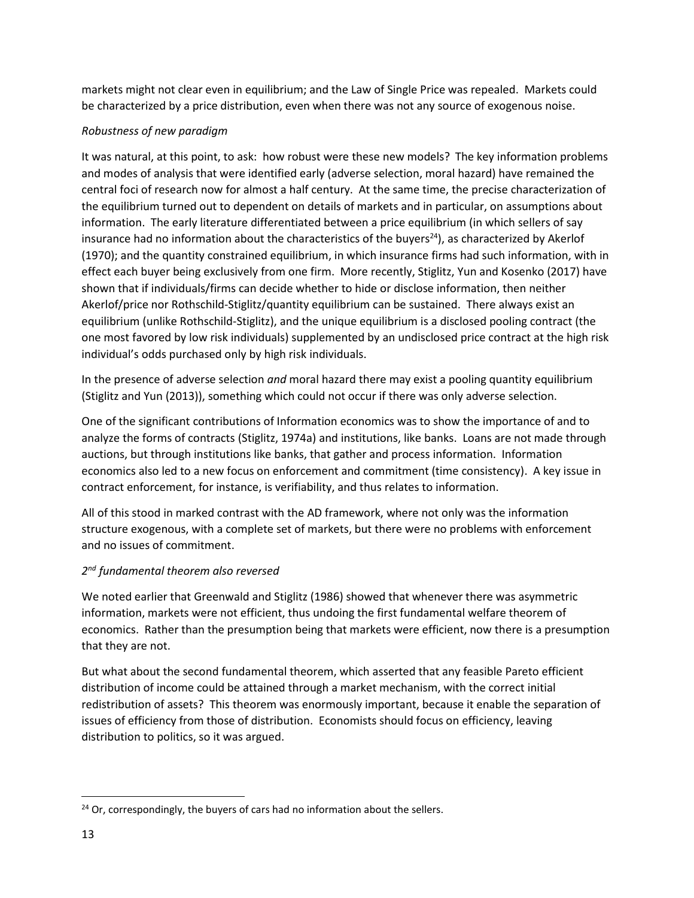markets might not clear even in equilibrium; and the Law of Single Price was repealed. Markets could be characterized by a price distribution, even when there was not any source of exogenous noise.

*Robustness of new paradigm*

It was natural, at this point, to ask: how robust were these new models? The key information problems and modes of analysis that were identified early (adverse selection, moral hazard) have remained the central foci of research now for almost a half century. At the same time, the precise characterization of the equilibrium turned out to dependent on details of markets and in particular, on assumptions about information. The early literature differentiated between a price equilibrium (in which sellers of say insurance had no information about the characteristics of the buyers[24]), as characterized by Akerlof (1970); and the quantity constrained equilibrium, in which insurance firms had such information, with in effect each buyer being exclusively from one firm. More recently, Stiglitz, Yun and Kosenko (2017) have shown that if individuals/firms can decide whether to hide or disclose information, then neither Akerlof/price nor Rothschild-Stiglitz/quantity equilibrium can be sustained. There always exist an equilibrium (unlike Rothschild-Stiglitz), and the unique equilibrium is a disclosed pooling contract (the one most favored by low risk individuals) supplemented by an undisclosed price contract at the high risk individual's odds purchased only by high risk individuals.

In the presence of adverse selection *and* moral hazard there may exist a pooling quantity equilibrium (Stiglitz and Yun (2013)), something which could not occur if there was only adverse selection.

One of the significant contributions of Information economics was to show the importance of and to analyze the forms of contracts (Stiglitz, 1974a) and institutions, like banks. Loans are not made through auctions, but through institutions like banks, that gather and process information. Information economics also led to a new focus on enforcement and commitment (time consistency). A key issue in contract enforcement, for instance, is verifiability, and thus relates to information.

All of this stood in marked contrast with the AD framework, where not only was the information structure exogenous, with a complete set of markets, but there were no problems with enforcement and no issues of commitment.

*2nd fundamental theorem also reversed*

We noted earlier that Greenwald and Stiglitz (1986) showed that whenever there was asymmetric information, markets were not efficient, thus undoing the first fundamental welfare theorem of economics. Rather than the presumption being that markets were efficient, now there is a presumption that they are not.

But what about the second fundamental theorem, which asserted that any feasible Pareto efficient distribution of income could be attained through a market mechanism, with the correct initial redistribution of assets? This theorem was enormously important, because it enable the separation of issues of efficiency from those of distribution. Economists should focus on efficiency, leaving distribution to politics, so it was argued.

[24] Or, correspondingly, the buyers of cars had no information about the sellers.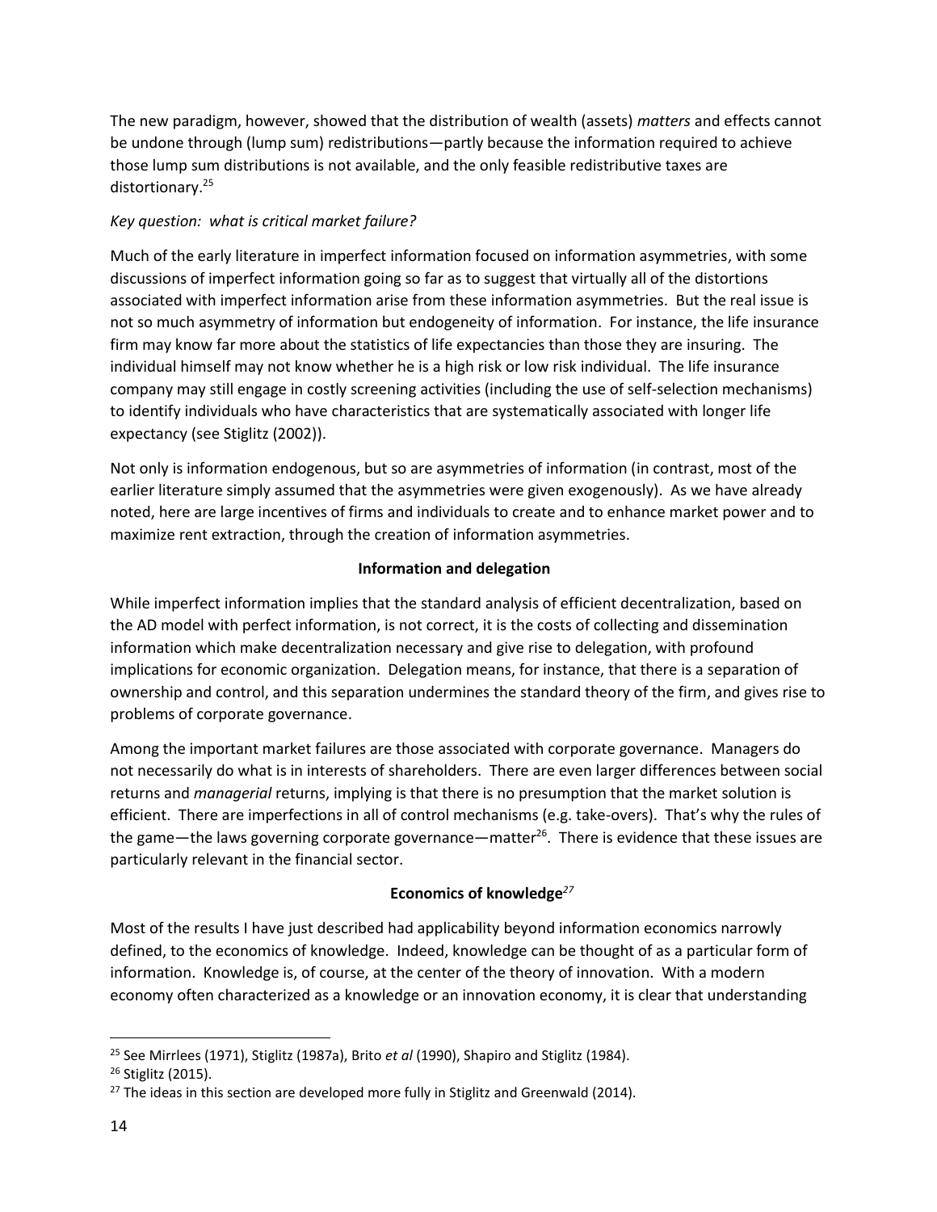The new paradigm, however, showed that the distribution of wealth (assets) *matters* and effects cannot be undone through (lump sum) redistributions—partly because the information required to achieve those lump sum distributions is not available, and the only feasible redistributive taxes are distortionary.[25]

*Key question: what is critical market failure?*

Much of the early literature in imperfect information focused on information asymmetries, with some discussions of imperfect information going so far as to suggest that virtually all of the distortions associated with imperfect information arise from these information asymmetries. But the real issue is not so much asymmetry of information but endogeneity of information. For instance, the life insurance firm may know far more about the statistics of life expectancies than those they are insuring. The individual himself may not know whether he is a high risk or low risk individual. The life insurance company may still engage in costly screening activities (including the use of self-selection mechanisms) to identify individuals who have characteristics that are systematically associated with longer life expectancy (see Stiglitz (2002)).

Not only is information endogenous, but so are asymmetries of information (in contrast, most of the earlier literature simply assumed that the asymmetries were given exogenously). As we have already noted, here are large incentives of firms and individuals to create and to enhance market power and to maximize rent extraction, through the creation of information asymmetries.

**Information and delegation**

While imperfect information implies that the standard analysis of efficient decentralization, based on the AD model with perfect information, is not correct, it is the costs of collecting and dissemination information which make decentralization necessary and give rise to delegation, with profound implications for economic organization. Delegation means, for instance, that there is a separation of ownership and control, and this separation undermines the standard theory of the firm, and gives rise to problems of corporate governance.

Among the important market failures are those associated with corporate governance. Managers do not necessarily do what is in interests of shareholders. There are even larger differences between social returns and *managerial* returns, implying is that there is no presumption that the market solution is efficient. There are imperfections in all of control mechanisms (e.g. take-overs). That's why the rules of the game—the laws governing corporate governance—matter[26]. There is evidence that these issues are particularly relevant in the financial sector.

**Economics of knowledge**[27]

Most of the results I have just described had applicability beyond information economics narrowly defined, to the economics of knowledge. Indeed, knowledge can be thought of as a particular form of information. Knowledge is, of course, at the center of the theory of innovation. With a modern economy often characterized as a knowledge or an innovation economy, it is clear that understanding

---

[25] See Mirrlees (1971), Stiglitz (1987a), Brito *et al* (1990), Shapiro and Stiglitz (1984).

[26] Stiglitz (2015).

[27] The ideas in this section are developed more fully in Stiglitz and Greenwald (2014).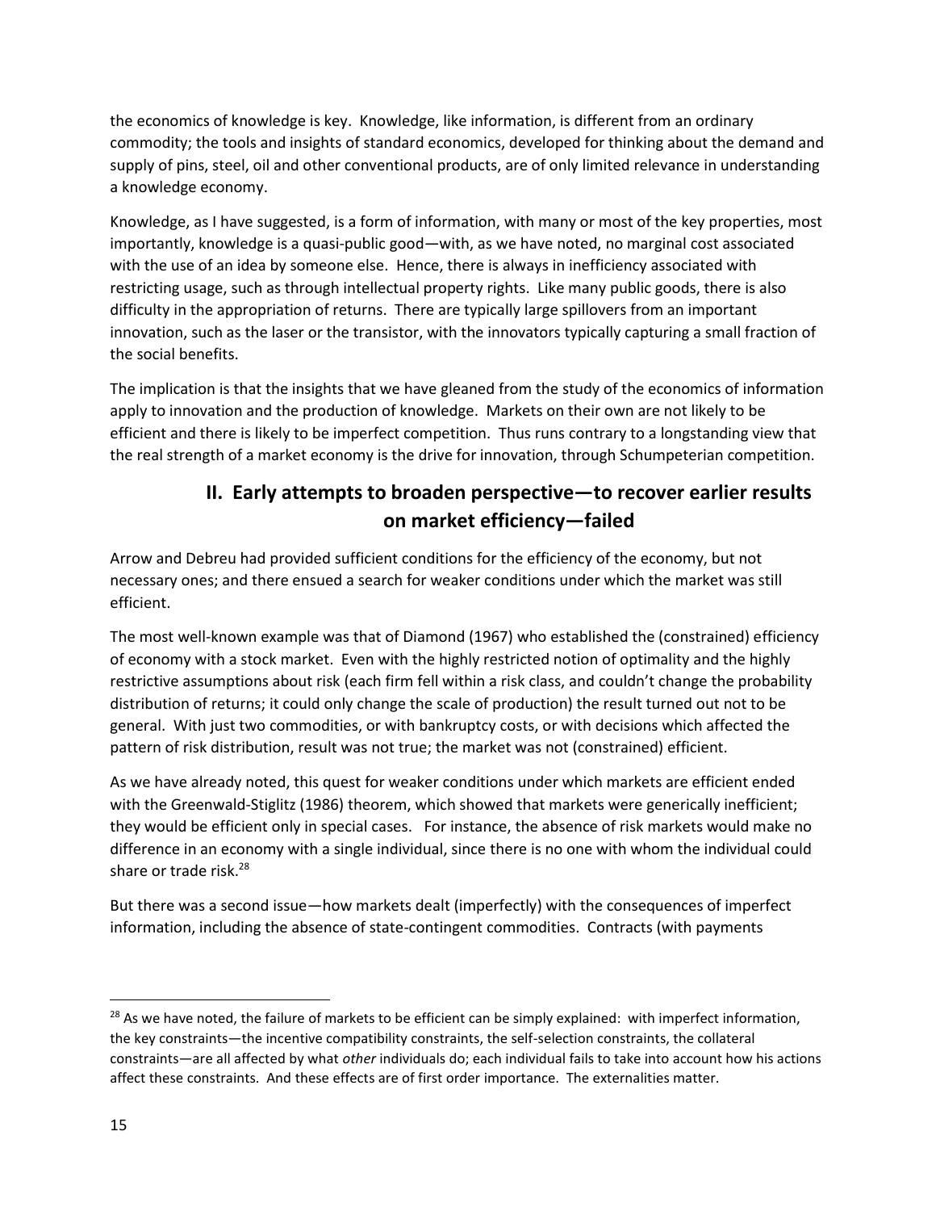the economics of knowledge is key. Knowledge, like information, is different from an ordinary commodity; the tools and insights of standard economics, developed for thinking about the demand and supply of pins, steel, oil and other conventional products, are of only limited relevance in understanding a knowledge economy.

Knowledge, as I have suggested, is a form of information, with many or most of the key properties, most importantly, knowledge is a quasi-public good—with, as we have noted, no marginal cost associated with the use of an idea by someone else. Hence, there is always in inefficiency associated with restricting usage, such as through intellectual property rights. Like many public goods, there is also difficulty in the appropriation of returns. There are typically large spillovers from an important innovation, such as the laser or the transistor, with the innovators typically capturing a small fraction of the social benefits.

The implication is that the insights that we have gleaned from the study of the economics of information apply to innovation and the production of knowledge. Markets on their own are not likely to be efficient and there is likely to be imperfect competition. Thus runs contrary to a longstanding view that the real strength of a market economy is the drive for innovation, through Schumpeterian competition.

## II. Early attempts to broaden perspective—to recover earlier results on market efficiency—failed

Arrow and Debreu had provided sufficient conditions for the efficiency of the economy, but not necessary ones; and there ensued a search for weaker conditions under which the market was still efficient.

The most well-known example was that of Diamond (1967) who established the (constrained) efficiency of economy with a stock market. Even with the highly restricted notion of optimality and the highly restrictive assumptions about risk (each firm fell within a risk class, and couldn't change the probability distribution of returns; it could only change the scale of production) the result turned out not to be general. With just two commodities, or with bankruptcy costs, or with decisions which affected the pattern of risk distribution, result was not true; the market was not (constrained) efficient.

As we have already noted, this quest for weaker conditions under which markets are efficient ended with the Greenwald-Stiglitz (1986) theorem, which showed that markets were generically inefficient; they would be efficient only in special cases. For instance, the absence of risk markets would make no difference in an economy with a single individual, since there is no one with whom the individual could share or trade risk.[28]

But there was a second issue—how markets dealt (imperfectly) with the consequences of imperfect information, including the absence of state-contingent commodities. Contracts (with payments

[28] As we have noted, the failure of markets to be efficient can be simply explained: with imperfect information, the key constraints—the incentive compatibility constraints, the self-selection constraints, the collateral constraints—are all affected by what *other* individuals do; each individual fails to take into account how his actions affect these constraints. And these effects are of first order importance. The externalities matter.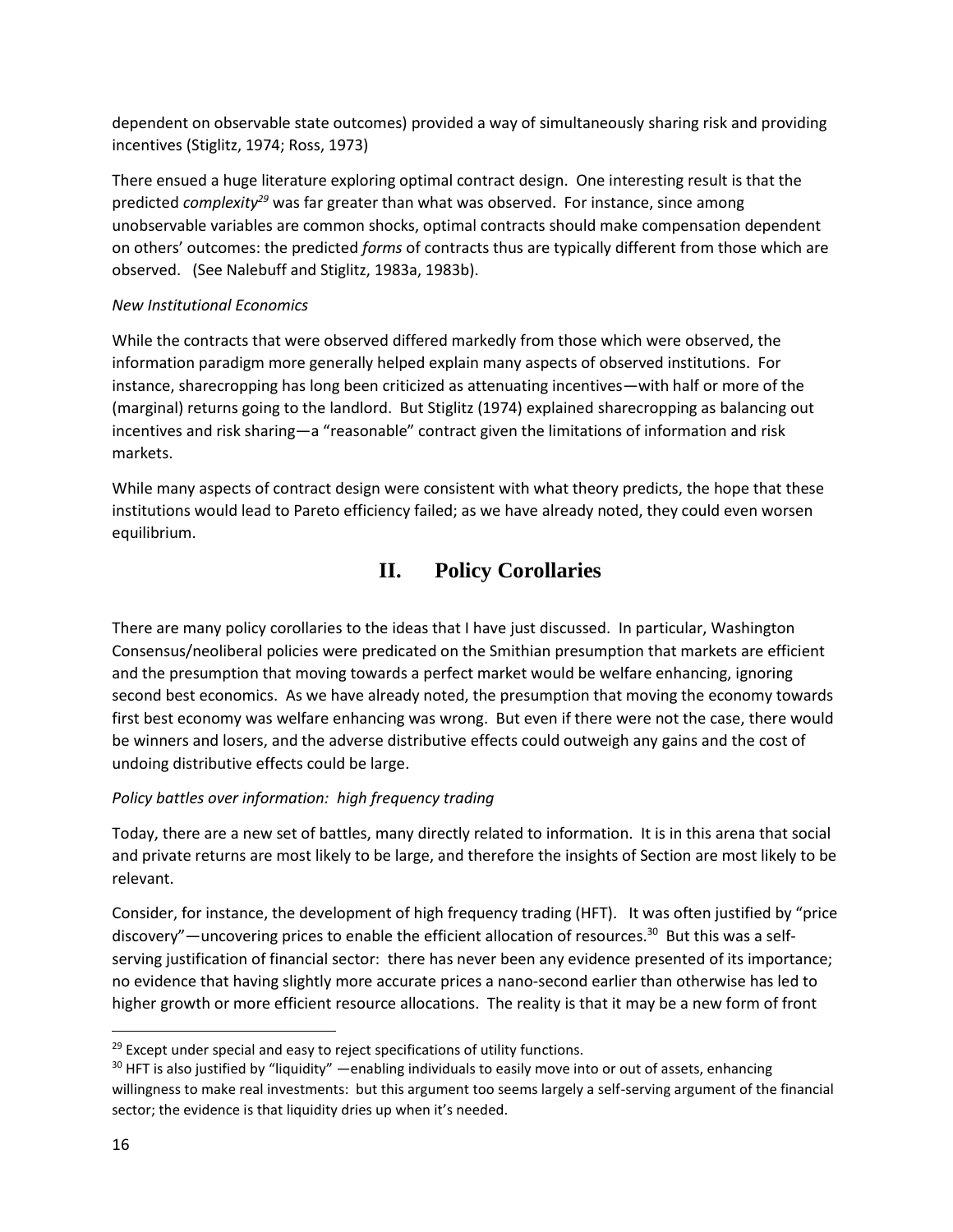dependent on observable state outcomes) provided a way of simultaneously sharing risk and providing incentives (Stiglitz, 1974; Ross, 1973)

There ensued a huge literature exploring optimal contract design. One interesting result is that the predicted *complexity*[29] was far greater than what was observed. For instance, since among unobservable variables are common shocks, optimal contracts should make compensation dependent on others' outcomes: the predicted *forms* of contracts thus are typically different from those which are observed. (See Nalebuff and Stiglitz, 1983a, 1983b).

*New Institutional Economics*

While the contracts that were observed differed markedly from those which were observed, the information paradigm more generally helped explain many aspects of observed institutions. For instance, sharecropping has long been criticized as attenuating incentives—with half or more of the (marginal) returns going to the landlord. But Stiglitz (1974) explained sharecropping as balancing out incentives and risk sharing—a "reasonable" contract given the limitations of information and risk markets.

While many aspects of contract design were consistent with what theory predicts, the hope that these institutions would lead to Pareto efficiency failed; as we have already noted, they could even worsen equilibrium.

## II. Policy Corollaries

There are many policy corollaries to the ideas that I have just discussed. In particular, Washington Consensus/neoliberal policies were predicated on the Smithian presumption that markets are efficient and the presumption that moving towards a perfect market would be welfare enhancing, ignoring second best economics. As we have already noted, the presumption that moving the economy towards first best economy was welfare enhancing was wrong. But even if there were not the case, there would be winners and losers, and the adverse distributive effects could outweigh any gains and the cost of undoing distributive effects could be large.

*Policy battles over information: high frequency trading*

Today, there are a new set of battles, many directly related to information. It is in this arena that social and private returns are most likely to be large, and therefore the insights of Section are most likely to be relevant.

Consider, for instance, the development of high frequency trading (HFT). It was often justified by "price discovery"—uncovering prices to enable the efficient allocation of resources.[30] But this was a self-serving justification of financial sector: there has never been any evidence presented of its importance; no evidence that having slightly more accurate prices a nano-second earlier than otherwise has led to higher growth or more efficient resource allocations. The reality is that it may be a new form of front

---

[29] Except under special and easy to reject specifications of utility functions.

[30] HFT is also justified by "liquidity" —enabling individuals to easily move into or out of assets, enhancing willingness to make real investments: but this argument too seems largely a self-serving argument of the financial sector; the evidence is that liquidity dries up when it's needed.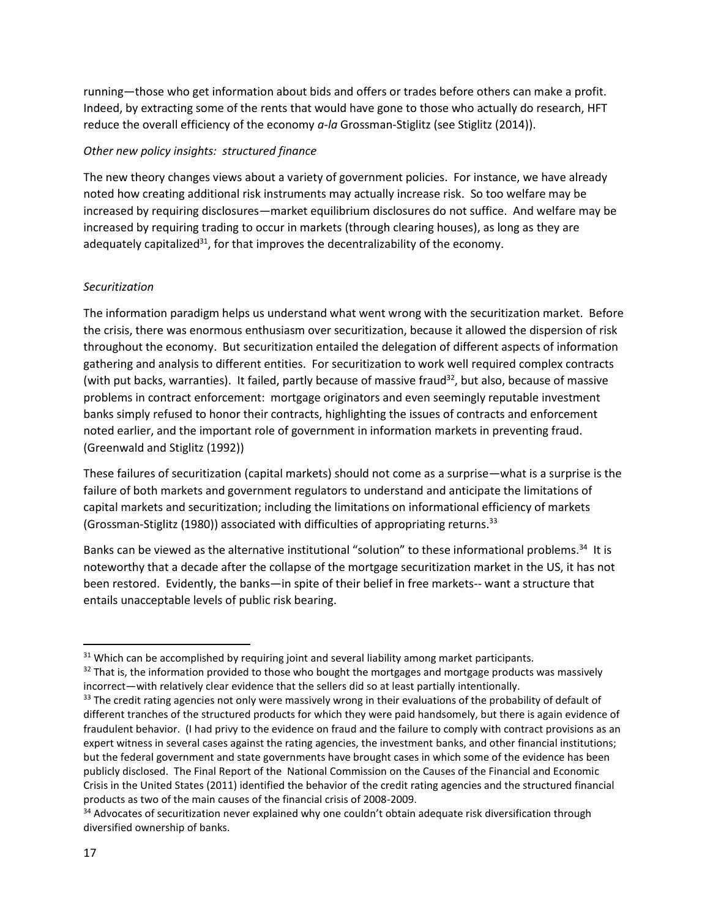running—those who get information about bids and offers or trades before others can make a profit. Indeed, by extracting some of the rents that would have gone to those who actually do research, HFT reduce the overall efficiency of the economy *a-la* Grossman-Stiglitz (see Stiglitz (2014)).

*Other new policy insights: structured finance*

The new theory changes views about a variety of government policies. For instance, we have already noted how creating additional risk instruments may actually increase risk. So too welfare may be increased by requiring disclosures—market equilibrium disclosures do not suffice. And welfare may be increased by requiring trading to occur in markets (through clearing houses), as long as they are adequately capitalized[31], for that improves the decentralizability of the economy.

*Securitization*

The information paradigm helps us understand what went wrong with the securitization market. Before the crisis, there was enormous enthusiasm over securitization, because it allowed the dispersion of risk throughout the economy. But securitization entailed the delegation of different aspects of information gathering and analysis to different entities. For securitization to work well required complex contracts (with put backs, warranties). It failed, partly because of massive fraud[32], but also, because of massive problems in contract enforcement: mortgage originators and even seemingly reputable investment banks simply refused to honor their contracts, highlighting the issues of contracts and enforcement noted earlier, and the important role of government in information markets in preventing fraud. (Greenwald and Stiglitz (1992))

These failures of securitization (capital markets) should not come as a surprise—what is a surprise is the failure of both markets and government regulators to understand and anticipate the limitations of capital markets and securitization; including the limitations on informational efficiency of markets (Grossman-Stiglitz (1980)) associated with difficulties of appropriating returns.[33]

Banks can be viewed as the alternative institutional "solution" to these informational problems.[34] It is noteworthy that a decade after the collapse of the mortgage securitization market in the US, it has not been restored. Evidently, the banks—in spite of their belief in free markets-- want a structure that entails unacceptable levels of public risk bearing.

---

[31] Which can be accomplished by requiring joint and several liability among market participants.

[32] That is, the information provided to those who bought the mortgages and mortgage products was massively incorrect—with relatively clear evidence that the sellers did so at least partially intentionally.

[33] The credit rating agencies not only were massively wrong in their evaluations of the probability of default of different tranches of the structured products for which they were paid handsomely, but there is again evidence of fraudulent behavior. (I had privy to the evidence on fraud and the failure to comply with contract provisions as an expert witness in several cases against the rating agencies, the investment banks, and other financial institutions; but the federal government and state governments have brought cases in which some of the evidence has been publicly disclosed. The Final Report of the National Commission on the Causes of the Financial and Economic Crisis in the United States (2011) identified the behavior of the credit rating agencies and the structured financial products as two of the main causes of the financial crisis of 2008-2009.

[34] Advocates of securitization never explained why one couldn't obtain adequate risk diversification through diversified ownership of banks.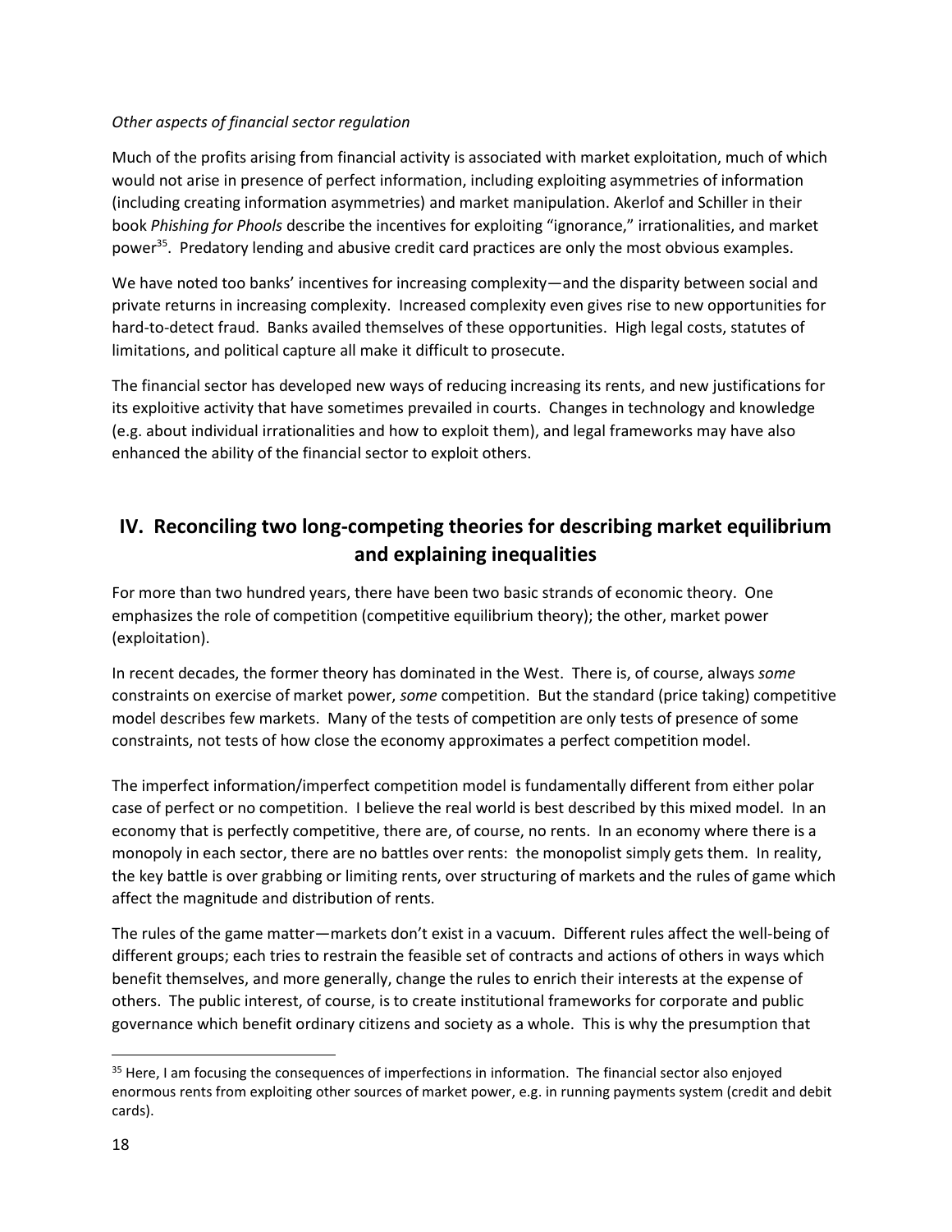*Other aspects of financial sector regulation*

Much of the profits arising from financial activity is associated with market exploitation, much of which would not arise in presence of perfect information, including exploiting asymmetries of information (including creating information asymmetries) and market manipulation. Akerlof and Schiller in their book *Phishing for Phools* describe the incentives for exploiting "ignorance," irrationalities, and market power[35]. Predatory lending and abusive credit card practices are only the most obvious examples.

We have noted too banks' incentives for increasing complexity—and the disparity between social and private returns in increasing complexity. Increased complexity even gives rise to new opportunities for hard-to-detect fraud. Banks availed themselves of these opportunities. High legal costs, statutes of limitations, and political capture all make it difficult to prosecute.

The financial sector has developed new ways of reducing increasing its rents, and new justifications for its exploitive activity that have sometimes prevailed in courts. Changes in technology and knowledge (e.g. about individual irrationalities and how to exploit them), and legal frameworks may have also enhanced the ability of the financial sector to exploit others.

## IV. Reconciling two long-competing theories for describing market equilibrium and explaining inequalities

For more than two hundred years, there have been two basic strands of economic theory. One emphasizes the role of competition (competitive equilibrium theory); the other, market power (exploitation).

In recent decades, the former theory has dominated in the West. There is, of course, always *some* constraints on exercise of market power, *some* competition. But the standard (price taking) competitive model describes few markets. Many of the tests of competition are only tests of presence of some constraints, not tests of how close the economy approximates a perfect competition model.

The imperfect information/imperfect competition model is fundamentally different from either polar case of perfect or no competition. I believe the real world is best described by this mixed model. In an economy that is perfectly competitive, there are, of course, no rents. In an economy where there is a monopoly in each sector, there are no battles over rents: the monopolist simply gets them. In reality, the key battle is over grabbing or limiting rents, over structuring of markets and the rules of game which affect the magnitude and distribution of rents.

The rules of the game matter—markets don't exist in a vacuum. Different rules affect the well-being of different groups; each tries to restrain the feasible set of contracts and actions of others in ways which benefit themselves, and more generally, change the rules to enrich their interests at the expense of others. The public interest, of course, is to create institutional frameworks for corporate and public governance which benefit ordinary citizens and society as a whole. This is why the presumption that

---

[35] Here, I am focusing the consequences of imperfections in information. The financial sector also enjoyed enormous rents from exploiting other sources of market power, e.g. in running payments system (credit and debit cards).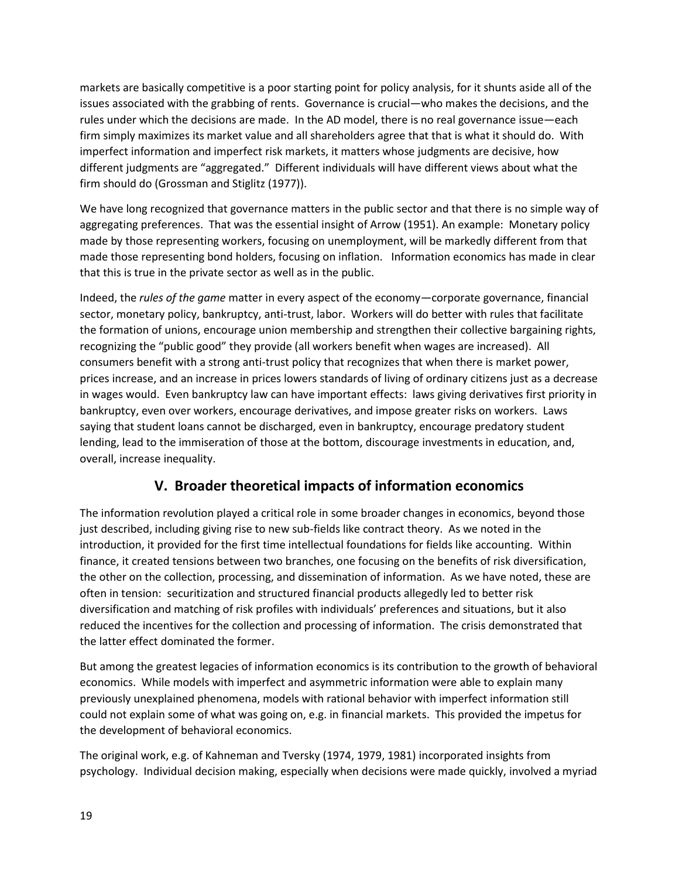markets are basically competitive is a poor starting point for policy analysis, for it shunts aside all of the issues associated with the grabbing of rents. Governance is crucial—who makes the decisions, and the rules under which the decisions are made. In the AD model, there is no real governance issue—each firm simply maximizes its market value and all shareholders agree that that is what it should do. With imperfect information and imperfect risk markets, it matters whose judgments are decisive, how different judgments are "aggregated." Different individuals will have different views about what the firm should do (Grossman and Stiglitz (1977)).

We have long recognized that governance matters in the public sector and that there is no simple way of aggregating preferences. That was the essential insight of Arrow (1951). An example: Monetary policy made by those representing workers, focusing on unemployment, will be markedly different from that made those representing bond holders, focusing on inflation. Information economics has made in clear that this is true in the private sector as well as in the public.

Indeed, the *rules of the game* matter in every aspect of the economy—corporate governance, financial sector, monetary policy, bankruptcy, anti-trust, labor. Workers will do better with rules that facilitate the formation of unions, encourage union membership and strengthen their collective bargaining rights, recognizing the "public good" they provide (all workers benefit when wages are increased). All consumers benefit with a strong anti-trust policy that recognizes that when there is market power, prices increase, and an increase in prices lowers standards of living of ordinary citizens just as a decrease in wages would. Even bankruptcy law can have important effects: laws giving derivatives first priority in bankruptcy, even over workers, encourage derivatives, and impose greater risks on workers. Laws saying that student loans cannot be discharged, even in bankruptcy, encourage predatory student lending, lead to the immiseration of those at the bottom, discourage investments in education, and, overall, increase inequality.

## V. Broader theoretical impacts of information economics

The information revolution played a critical role in some broader changes in economics, beyond those just described, including giving rise to new sub-fields like contract theory. As we noted in the introduction, it provided for the first time intellectual foundations for fields like accounting. Within finance, it created tensions between two branches, one focusing on the benefits of risk diversification, the other on the collection, processing, and dissemination of information. As we have noted, these are often in tension: securitization and structured financial products allegedly led to better risk diversification and matching of risk profiles with individuals' preferences and situations, but it also reduced the incentives for the collection and processing of information. The crisis demonstrated that the latter effect dominated the former.

But among the greatest legacies of information economics is its contribution to the growth of behavioral economics. While models with imperfect and asymmetric information were able to explain many previously unexplained phenomena, models with rational behavior with imperfect information still could not explain some of what was going on, e.g. in financial markets. This provided the impetus for the development of behavioral economics.

The original work, e.g. of Kahneman and Tversky (1974, 1979, 1981) incorporated insights from psychology. Individual decision making, especially when decisions were made quickly, involved a myriad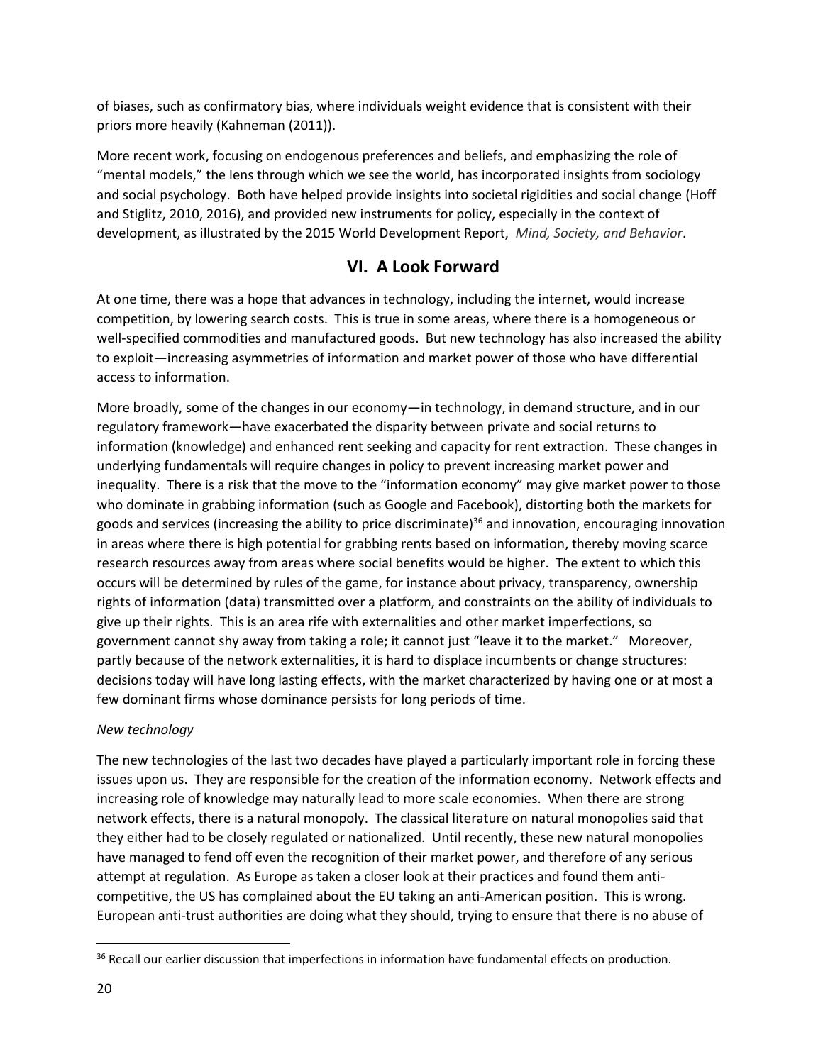of biases, such as confirmatory bias, where individuals weight evidence that is consistent with their priors more heavily (Kahneman (2011)).

More recent work, focusing on endogenous preferences and beliefs, and emphasizing the role of "mental models," the lens through which we see the world, has incorporated insights from sociology and social psychology. Both have helped provide insights into societal rigidities and social change (Hoff and Stiglitz, 2010, 2016), and provided new instruments for policy, especially in the context of development, as illustrated by the 2015 World Development Report, *Mind, Society, and Behavior*.

## VI. A Look Forward

At one time, there was a hope that advances in technology, including the internet, would increase competition, by lowering search costs. This is true in some areas, where there is a homogeneous or well-specified commodities and manufactured goods. But new technology has also increased the ability to exploit—increasing asymmetries of information and market power of those who have differential access to information.

More broadly, some of the changes in our economy—in technology, in demand structure, and in our regulatory framework—have exacerbated the disparity between private and social returns to information (knowledge) and enhanced rent seeking and capacity for rent extraction. These changes in underlying fundamentals will require changes in policy to prevent increasing market power and inequality. There is a risk that the move to the "information economy" may give market power to those who dominate in grabbing information (such as Google and Facebook), distorting both the markets for goods and services (increasing the ability to price discriminate)[36] and innovation, encouraging innovation in areas where there is high potential for grabbing rents based on information, thereby moving scarce research resources away from areas where social benefits would be higher. The extent to which this occurs will be determined by rules of the game, for instance about privacy, transparency, ownership rights of information (data) transmitted over a platform, and constraints on the ability of individuals to give up their rights. This is an area rife with externalities and other market imperfections, so government cannot shy away from taking a role; it cannot just "leave it to the market." Moreover, partly because of the network externalities, it is hard to displace incumbents or change structures: decisions today will have long lasting effects, with the market characterized by having one or at most a few dominant firms whose dominance persists for long periods of time.

*New technology*

The new technologies of the last two decades have played a particularly important role in forcing these issues upon us. They are responsible for the creation of the information economy. Network effects and increasing role of knowledge may naturally lead to more scale economies. When there are strong network effects, there is a natural monopoly. The classical literature on natural monopolies said that they either had to be closely regulated or nationalized. Until recently, these new natural monopolies have managed to fend off even the recognition of their market power, and therefore of any serious attempt at regulation. As Europe as taken a closer look at their practices and found them anti-competitive, the US has complained about the EU taking an anti-American position. This is wrong. European anti-trust authorities are doing what they should, trying to ensure that there is no abuse of

---

[36] Recall our earlier discussion that imperfections in information have fundamental effects on production.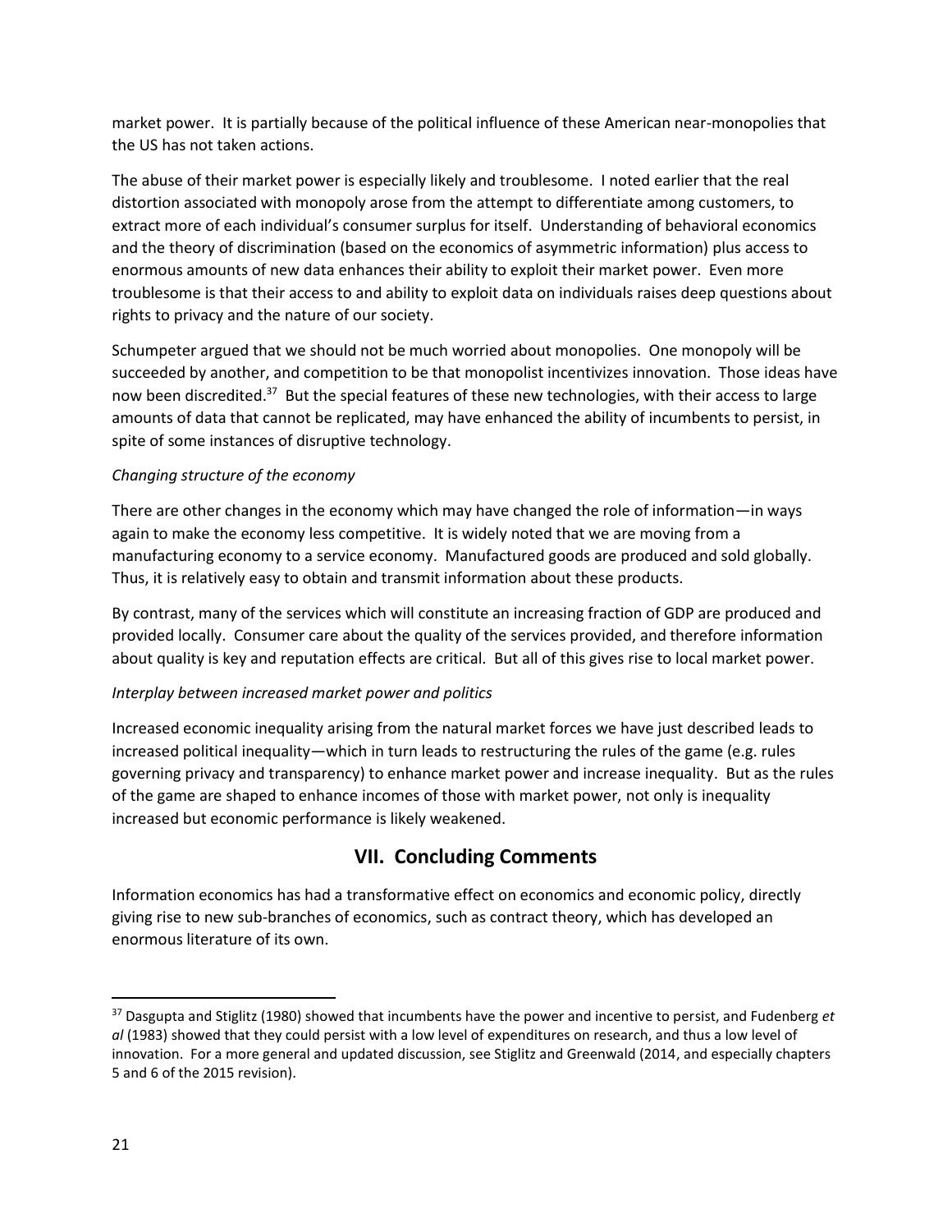market power. It is partially because of the political influence of these American near-monopolies that the US has not taken actions.

The abuse of their market power is especially likely and troublesome. I noted earlier that the real distortion associated with monopoly arose from the attempt to differentiate among customers, to extract more of each individual's consumer surplus for itself. Understanding of behavioral economics and the theory of discrimination (based on the economics of asymmetric information) plus access to enormous amounts of new data enhances their ability to exploit their market power. Even more troublesome is that their access to and ability to exploit data on individuals raises deep questions about rights to privacy and the nature of our society.

Schumpeter argued that we should not be much worried about monopolies. One monopoly will be succeeded by another, and competition to be that monopolist incentivizes innovation. Those ideas have now been discredited.[37] But the special features of these new technologies, with their access to large amounts of data that cannot be replicated, may have enhanced the ability of incumbents to persist, in spite of some instances of disruptive technology.

*Changing structure of the economy*

There are other changes in the economy which may have changed the role of information—in ways again to make the economy less competitive. It is widely noted that we are moving from a manufacturing economy to a service economy. Manufactured goods are produced and sold globally. Thus, it is relatively easy to obtain and transmit information about these products.

By contrast, many of the services which will constitute an increasing fraction of GDP are produced and provided locally. Consumer care about the quality of the services provided, and therefore information about quality is key and reputation effects are critical. But all of this gives rise to local market power.

*Interplay between increased market power and politics*

Increased economic inequality arising from the natural market forces we have just described leads to increased political inequality—which in turn leads to restructuring the rules of the game (e.g. rules governing privacy and transparency) to enhance market power and increase inequality. But as the rules of the game are shaped to enhance incomes of those with market power, not only is inequality increased but economic performance is likely weakened.

## VII. Concluding Comments

Information economics has had a transformative effect on economics and economic policy, directly giving rise to new sub-branches of economics, such as contract theory, which has developed an enormous literature of its own.

---

[37] Dasgupta and Stiglitz (1980) showed that incumbents have the power and incentive to persist, and Fudenberg *et al* (1983) showed that they could persist with a low level of expenditures on research, and thus a low level of innovation. For a more general and updated discussion, see Stiglitz and Greenwald (2014, and especially chapters 5 and 6 of the 2015 revision).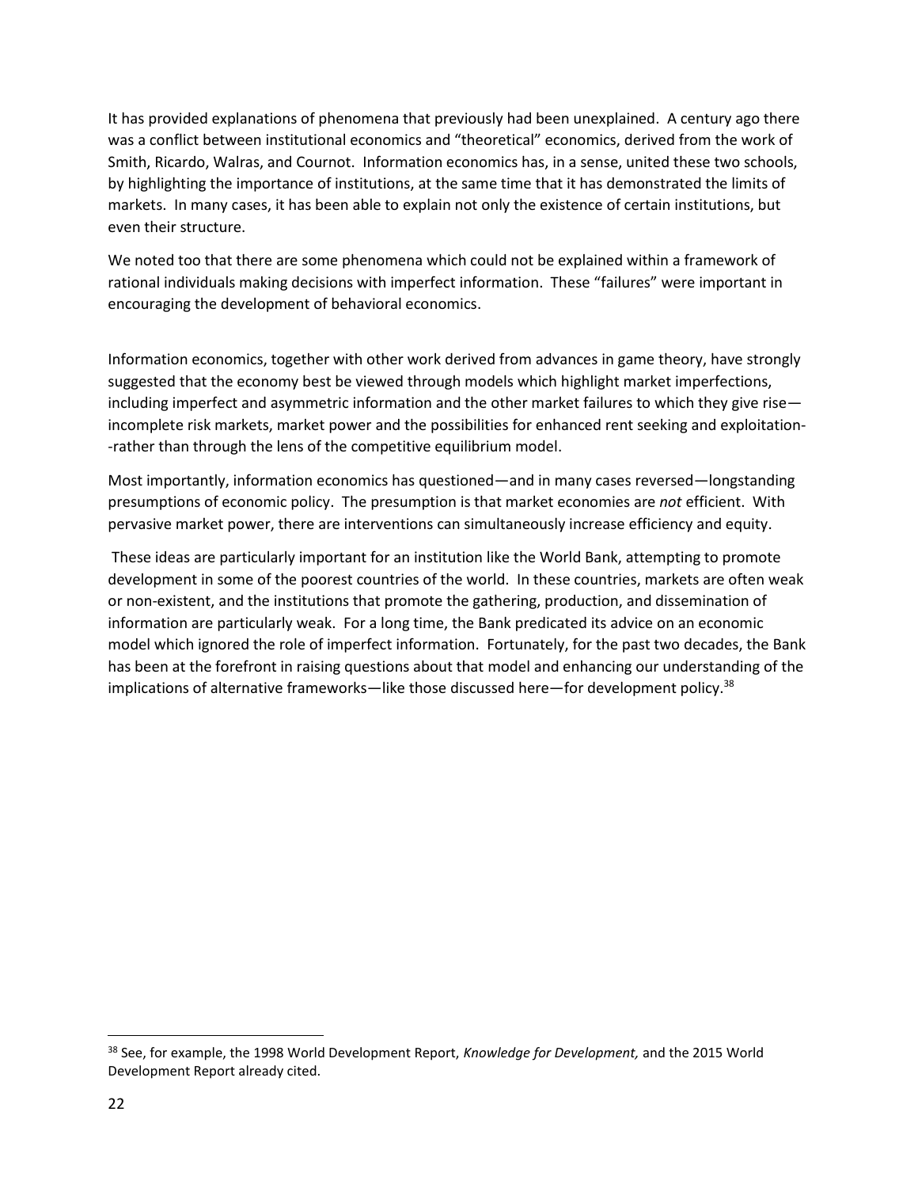It has provided explanations of phenomena that previously had been unexplained. A century ago there was a conflict between institutional economics and "theoretical" economics, derived from the work of Smith, Ricardo, Walras, and Cournot. Information economics has, in a sense, united these two schools, by highlighting the importance of institutions, at the same time that it has demonstrated the limits of markets. In many cases, it has been able to explain not only the existence of certain institutions, but even their structure.

We noted too that there are some phenomena which could not be explained within a framework of rational individuals making decisions with imperfect information. These "failures" were important in encouraging the development of behavioral economics.

Information economics, together with other work derived from advances in game theory, have strongly suggested that the economy best be viewed through models which highlight market imperfections, including imperfect and asymmetric information and the other market failures to which they give rise—incomplete risk markets, market power and the possibilities for enhanced rent seeking and exploitation--rather than through the lens of the competitive equilibrium model.

Most importantly, information economics has questioned—and in many cases reversed—longstanding presumptions of economic policy. The presumption is that market economies are *not* efficient. With pervasive market power, there are interventions can simultaneously increase efficiency and equity.

These ideas are particularly important for an institution like the World Bank, attempting to promote development in some of the poorest countries of the world. In these countries, markets are often weak or non-existent, and the institutions that promote the gathering, production, and dissemination of information are particularly weak. For a long time, the Bank predicated its advice on an economic model which ignored the role of imperfect information. Fortunately, for the past two decades, the Bank has been at the forefront in raising questions about that model and enhancing our understanding of the implications of alternative frameworks—like those discussed here—for development policy.[38]

---

[38] See, for example, the 1998 World Development Report, *Knowledge for Development,* and the 2015 World Development Report already cited.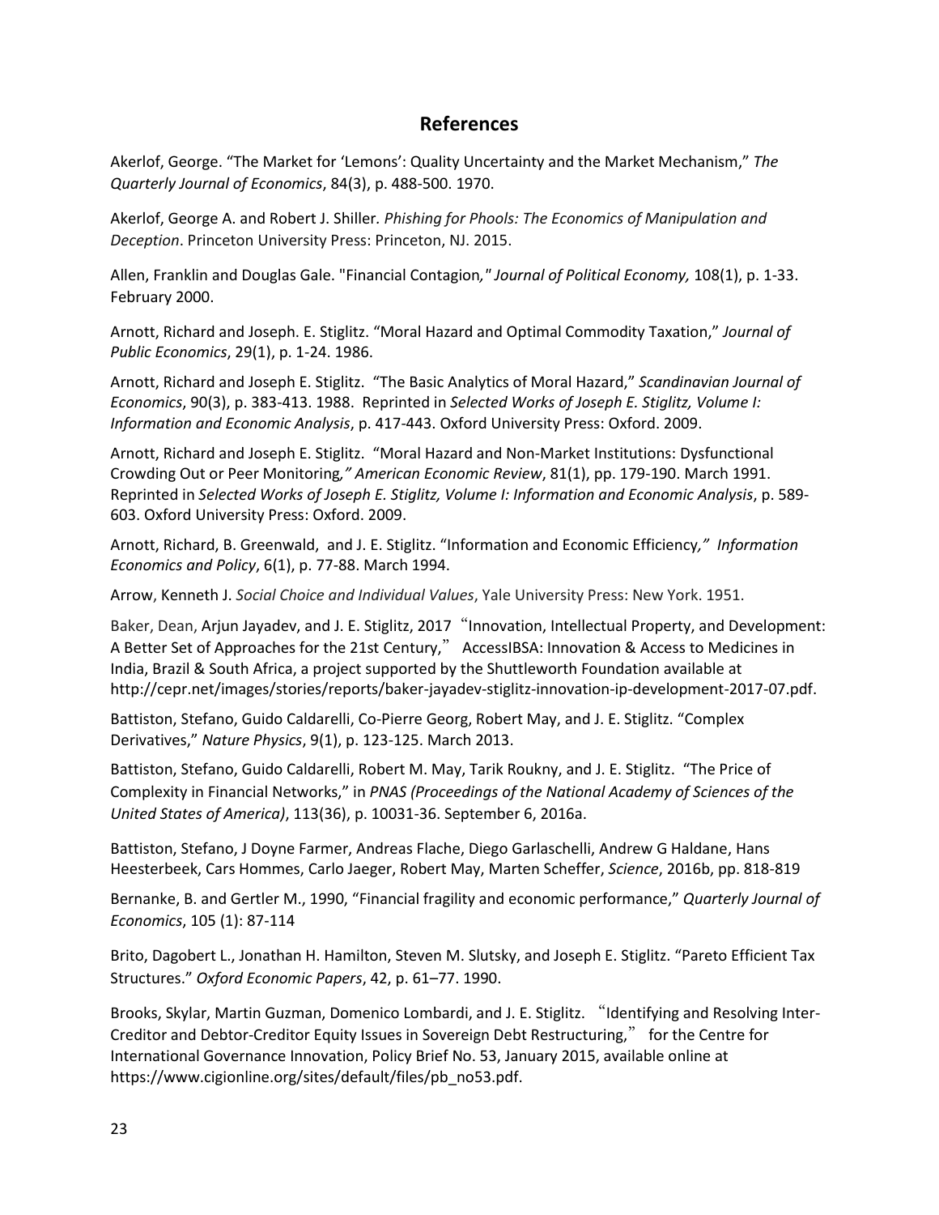## References

Akerlof, George. "The Market for 'Lemons': Quality Uncertainty and the Market Mechanism," *The Quarterly Journal of Economics*, 84(3), p. 488-500. 1970.

Akerlof, George A. and Robert J. Shiller. *Phishing for Phools: The Economics of Manipulation and Deception*. Princeton University Press: Princeton, NJ. 2015.

Allen, Franklin and Douglas Gale. "Financial Contagion," *Journal of Political Economy,* 108(1), p. 1-33. February 2000.

Arnott, Richard and Joseph. E. Stiglitz. "Moral Hazard and Optimal Commodity Taxation," *Journal of Public Economics*, 29(1), p. 1-24. 1986.

Arnott, Richard and Joseph E. Stiglitz. "The Basic Analytics of Moral Hazard," *Scandinavian Journal of Economics*, 90(3), p. 383-413. 1988. Reprinted in *Selected Works of Joseph E. Stiglitz, Volume I: Information and Economic Analysis*, p. 417-443. Oxford University Press: Oxford. 2009.

Arnott, Richard and Joseph E. Stiglitz. "Moral Hazard and Non-Market Institutions: Dysfunctional Crowding Out or Peer Monitoring," *American Economic Review*, 81(1), pp. 179-190. March 1991. Reprinted in *Selected Works of Joseph E. Stiglitz, Volume I: Information and Economic Analysis*, p. 589-603. Oxford University Press: Oxford. 2009.

Arnott, Richard, B. Greenwald, and J. E. Stiglitz. "Information and Economic Efficiency," *Information Economics and Policy*, 6(1), p. 77-88. March 1994.

Arrow, Kenneth J. *Social Choice and Individual Values*, Yale University Press: New York. 1951.

Baker, Dean, Arjun Jayadev, and J. E. Stiglitz, 2017 "Innovation, Intellectual Property, and Development: A Better Set of Approaches for the 21st Century," AccessIBSA: Innovation & Access to Medicines in India, Brazil & South Africa, a project supported by the Shuttleworth Foundation available at http://cepr.net/images/stories/reports/baker-jayadev-stiglitz-innovation-ip-development-2017-07.pdf.

Battiston, Stefano, Guido Caldarelli, Co-Pierre Georg, Robert May, and J. E. Stiglitz. "Complex Derivatives," *Nature Physics*, 9(1), p. 123-125. March 2013.

Battiston, Stefano, Guido Caldarelli, Robert M. May, Tarik Roukny, and J. E. Stiglitz. "The Price of Complexity in Financial Networks," in *PNAS (Proceedings of the National Academy of Sciences of the United States of America)*, 113(36), p. 10031-36. September 6, 2016a.

Battiston, Stefano, J Doyne Farmer, Andreas Flache, Diego Garlaschelli, Andrew G Haldane, Hans Heesterbeek, Cars Hommes, Carlo Jaeger, Robert May, Marten Scheffer, *Science*, 2016b, pp. 818-819

Bernanke, B. and Gertler M., 1990, "Financial fragility and economic performance," *Quarterly Journal of Economics*, 105 (1): 87-114

Brito, Dagobert L., Jonathan H. Hamilton, Steven M. Slutsky, and Joseph E. Stiglitz. "Pareto Efficient Tax Structures." *Oxford Economic Papers*, 42, p. 61–77. 1990.

Brooks, Skylar, Martin Guzman, Domenico Lombardi, and J. E. Stiglitz. "Identifying and Resolving Inter-Creditor and Debtor-Creditor Equity Issues in Sovereign Debt Restructuring," for the Centre for International Governance Innovation, Policy Brief No. 53, January 2015, available online at https://www.cigionline.org/sites/default/files/pb_no53.pdf.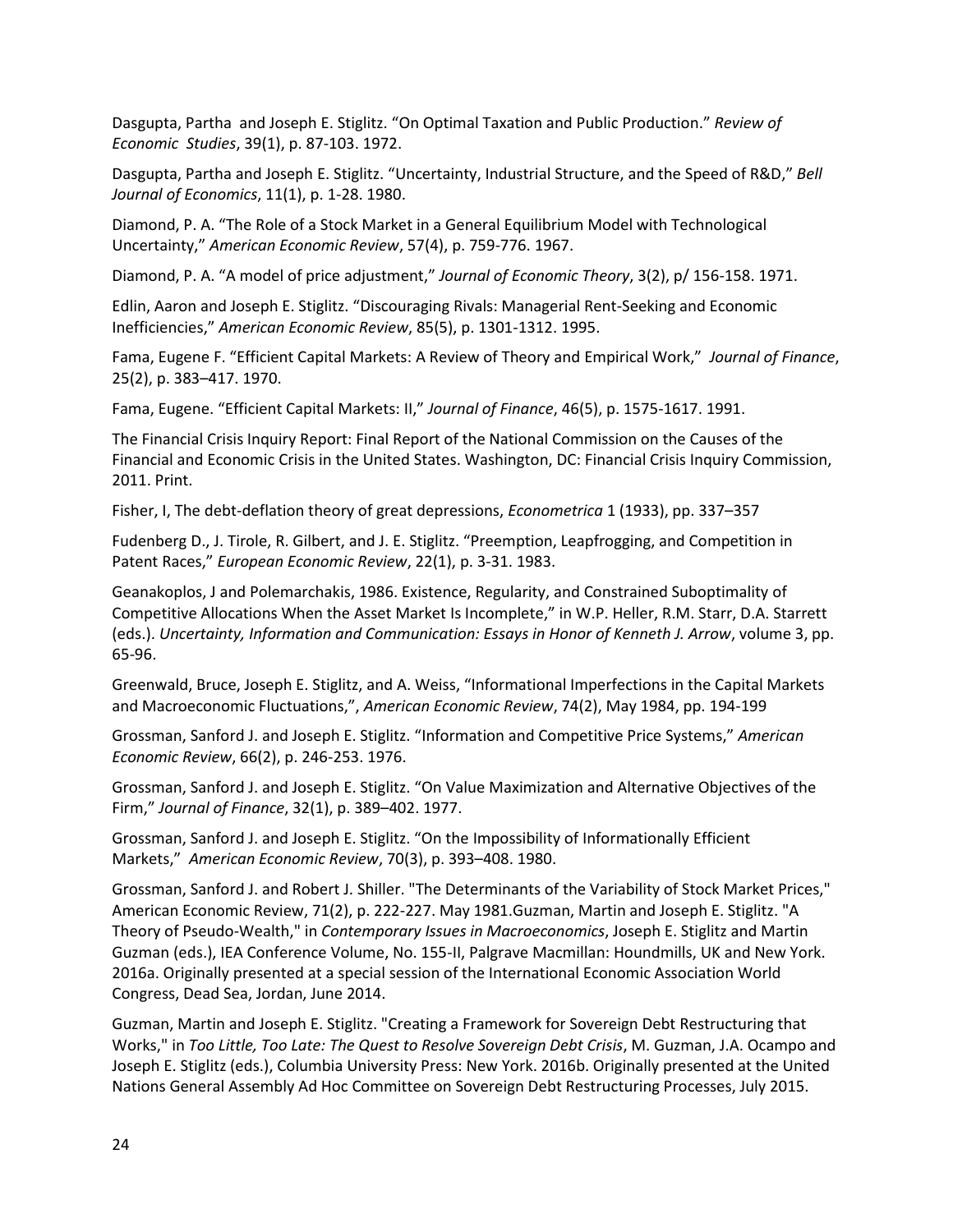Dasgupta, Partha and Joseph E. Stiglitz. "On Optimal Taxation and Public Production." *Review of Economic Studies*, 39(1), p. 87-103. 1972.

Dasgupta, Partha and Joseph E. Stiglitz. "Uncertainty, Industrial Structure, and the Speed of R&D," *Bell Journal of Economics*, 11(1), p. 1-28. 1980.

Diamond, P. A. "The Role of a Stock Market in a General Equilibrium Model with Technological Uncertainty," *American Economic Review*, 57(4), p. 759-776. 1967.

Diamond, P. A. "A model of price adjustment," *Journal of Economic Theory*, 3(2), p/ 156-158. 1971.

Edlin, Aaron and Joseph E. Stiglitz. "Discouraging Rivals: Managerial Rent-Seeking and Economic Inefficiencies," *American Economic Review*, 85(5), p. 1301-1312. 1995.

Fama, Eugene F. "Efficient Capital Markets: A Review of Theory and Empirical Work," *Journal of Finance*, 25(2), p. 383–417. 1970.

Fama, Eugene. "Efficient Capital Markets: II," *Journal of Finance*, 46(5), p. 1575-1617. 1991.

The Financial Crisis Inquiry Report: Final Report of the National Commission on the Causes of the Financial and Economic Crisis in the United States. Washington, DC: Financial Crisis Inquiry Commission, 2011. Print.

Fisher, I, The debt-deflation theory of great depressions, *Econometrica* 1 (1933), pp. 337–357

Fudenberg D., J. Tirole, R. Gilbert, and J. E. Stiglitz. "Preemption, Leapfrogging, and Competition in Patent Races," *European Economic Review*, 22(1), p. 3-31. 1983.

Geanakoplos, J and Polemarchakis, 1986. Existence, Regularity, and Constrained Suboptimality of Competitive Allocations When the Asset Market Is Incomplete," in W.P. Heller, R.M. Starr, D.A. Starrett (eds.). *Uncertainty, Information and Communication: Essays in Honor of Kenneth J. Arrow*, volume 3, pp. 65-96.

Greenwald, Bruce, Joseph E. Stiglitz, and A. Weiss, "Informational Imperfections in the Capital Markets and Macroeconomic Fluctuations,", *American Economic Review*, 74(2), May 1984, pp. 194-199

Grossman, Sanford J. and Joseph E. Stiglitz. "Information and Competitive Price Systems," *American Economic Review*, 66(2), p. 246-253. 1976.

Grossman, Sanford J. and Joseph E. Stiglitz. "On Value Maximization and Alternative Objectives of the Firm," *Journal of Finance*, 32(1), p. 389–402. 1977.

Grossman, Sanford J. and Joseph E. Stiglitz. "On the Impossibility of Informationally Efficient Markets," *American Economic Review*, 70(3), p. 393–408. 1980.

Grossman, Sanford J. and Robert J. Shiller. "The Determinants of the Variability of Stock Market Prices," American Economic Review, 71(2), p. 222-227. May 1981.Guzman, Martin and Joseph E. Stiglitz. "A Theory of Pseudo-Wealth," in *Contemporary Issues in Macroeconomics*, Joseph E. Stiglitz and Martin Guzman (eds.), IEA Conference Volume, No. 155-II, Palgrave Macmillan: Houndmills, UK and New York. 2016a. Originally presented at a special session of the International Economic Association World Congress, Dead Sea, Jordan, June 2014.

Guzman, Martin and Joseph E. Stiglitz. "Creating a Framework for Sovereign Debt Restructuring that Works," in *Too Little, Too Late: The Quest to Resolve Sovereign Debt Crisis*, M. Guzman, J.A. Ocampo and Joseph E. Stiglitz (eds.), Columbia University Press: New York. 2016b. Originally presented at the United Nations General Assembly Ad Hoc Committee on Sovereign Debt Restructuring Processes, July 2015.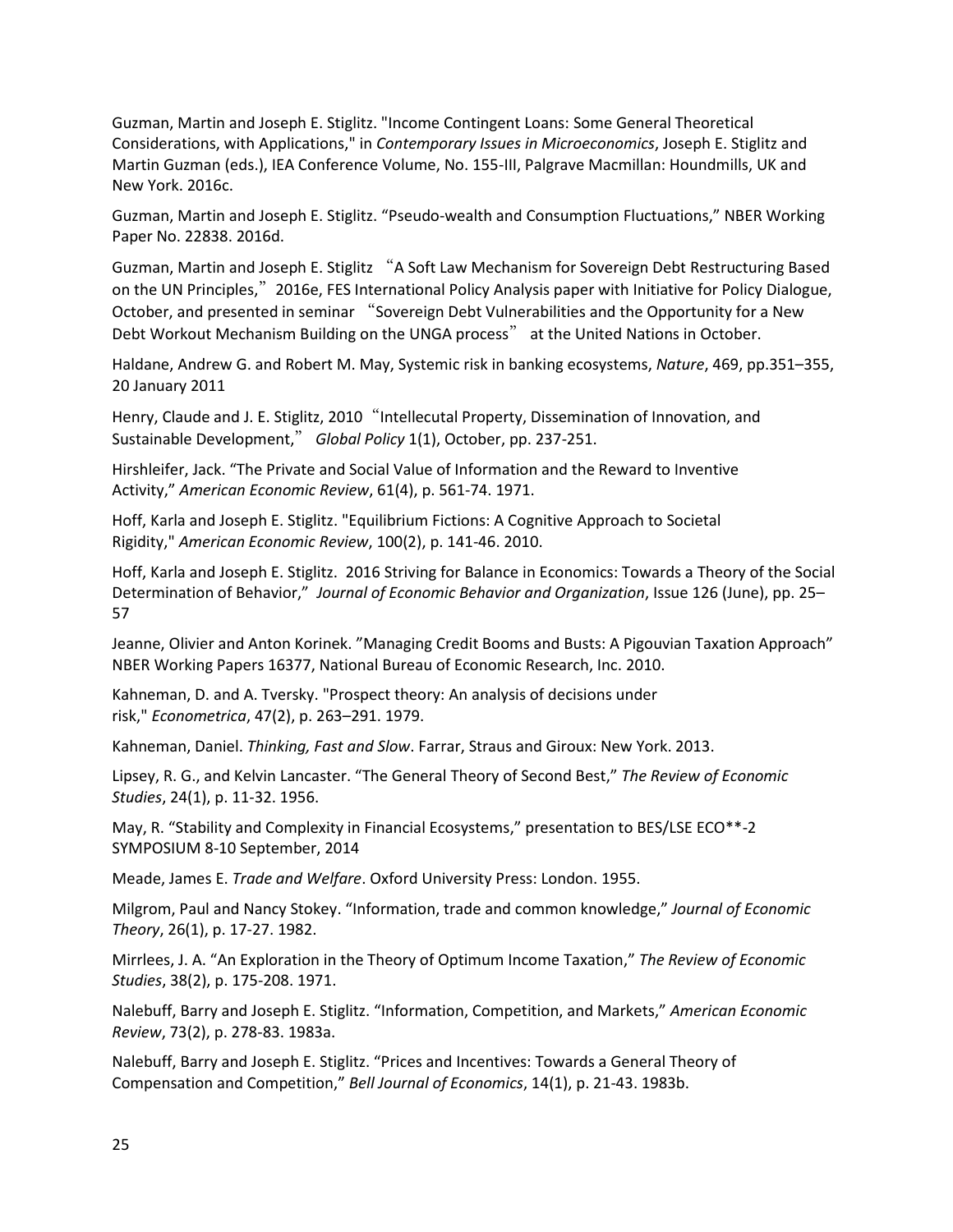Guzman, Martin and Joseph E. Stiglitz. "Income Contingent Loans: Some General Theoretical Considerations, with Applications," in *Contemporary Issues in Microeconomics*, Joseph E. Stiglitz and Martin Guzman (eds.), IEA Conference Volume, No. 155-III, Palgrave Macmillan: Houndmills, UK and New York. 2016c.

Guzman, Martin and Joseph E. Stiglitz. "Pseudo-wealth and Consumption Fluctuations," NBER Working Paper No. 22838. 2016d.

Guzman, Martin and Joseph E. Stiglitz "A Soft Law Mechanism for Sovereign Debt Restructuring Based on the UN Principles," 2016e, FES International Policy Analysis paper with Initiative for Policy Dialogue, October, and presented in seminar "Sovereign Debt Vulnerabilities and the Opportunity for a New Debt Workout Mechanism Building on the UNGA process" at the United Nations in October.

Haldane, Andrew G. and Robert M. May, Systemic risk in banking ecosystems, *Nature*, 469, pp.351–355, 20 January 2011

Henry, Claude and J. E. Stiglitz, 2010 "Intellecutal Property, Dissemination of Innovation, and Sustainable Development," *Global Policy* 1(1), October, pp. 237-251.

Hirshleifer, Jack. "The Private and Social Value of Information and the Reward to Inventive Activity," *American Economic Review*, 61(4), p. 561-74. 1971.

Hoff, Karla and Joseph E. Stiglitz. "Equilibrium Fictions: A Cognitive Approach to Societal Rigidity," *American Economic Review*, 100(2), p. 141-46. 2010.

Hoff, Karla and Joseph E. Stiglitz. 2016 Striving for Balance in Economics: Towards a Theory of the Social Determination of Behavior," *Journal of Economic Behavior and Organization*, Issue 126 (June), pp. 25–57

Jeanne, Olivier and Anton Korinek. "Managing Credit Booms and Busts: A Pigouvian Taxation Approach" NBER Working Papers 16377, National Bureau of Economic Research, Inc. 2010.

Kahneman, D. and A. Tversky. "Prospect theory: An analysis of decisions under risk," *Econometrica*, 47(2), p. 263–291. 1979.

Kahneman, Daniel. *Thinking, Fast and Slow*. Farrar, Straus and Giroux: New York. 2013.

Lipsey, R. G., and Kelvin Lancaster. "The General Theory of Second Best," *The Review of Economic Studies*, 24(1), p. 11-32. 1956.

May, R. "Stability and Complexity in Financial Ecosystems," presentation to BES/LSE ECO**-2 SYMPOSIUM 8-10 September, 2014

Meade, James E. *Trade and Welfare*. Oxford University Press: London. 1955.

Milgrom, Paul and Nancy Stokey. "Information, trade and common knowledge," *Journal of Economic Theory*, 26(1), p. 17-27. 1982.

Mirrlees, J. A. "An Exploration in the Theory of Optimum Income Taxation," *The Review of Economic Studies*, 38(2), p. 175-208. 1971.

Nalebuff, Barry and Joseph E. Stiglitz. "Information, Competition, and Markets," *American Economic Review*, 73(2), p. 278-83. 1983a.

Nalebuff, Barry and Joseph E. Stiglitz. "Prices and Incentives: Towards a General Theory of Compensation and Competition," *Bell Journal of Economics*, 14(1), p. 21-43. 1983b.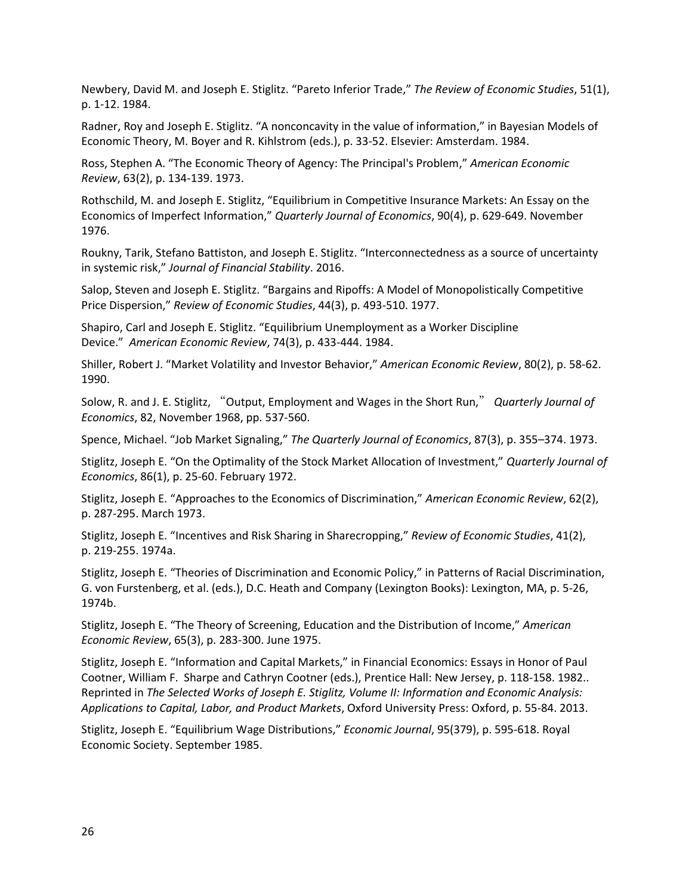Newbery, David M. and Joseph E. Stiglitz. “Pareto Inferior Trade,” *The Review of Economic Studies*, 51(1), p. 1-12. 1984.

Radner, Roy and Joseph E. Stiglitz. “A nonconcavity in the value of information,” in Bayesian Models of Economic Theory, M. Boyer and R. Kihlstrom (eds.), p. 33-52. Elsevier: Amsterdam. 1984.

Ross, Stephen A. “The Economic Theory of Agency: The Principal's Problem,” *American Economic Review*, 63(2), p. 134-139. 1973.

Rothschild, M. and Joseph E. Stiglitz, “Equilibrium in Competitive Insurance Markets: An Essay on the Economics of Imperfect Information,” *Quarterly Journal of Economics*, 90(4), p. 629-649. November 1976.

Roukny, Tarik, Stefano Battiston, and Joseph E. Stiglitz. “Interconnectedness as a source of uncertainty in systemic risk,” *Journal of Financial Stability*. 2016.

Salop, Steven and Joseph E. Stiglitz. “Bargains and Ripoffs: A Model of Monopolistically Competitive Price Dispersion,” *Review of Economic Studies*, 44(3), p. 493-510. 1977.

Shapiro, Carl and Joseph E. Stiglitz. “Equilibrium Unemployment as a Worker Discipline Device.” *American Economic Review*, 74(3), p. 433-444. 1984.

Shiller, Robert J. “Market Volatility and Investor Behavior,” *American Economic Review*, 80(2), p. 58-62. 1990.

Solow, R. and J. E. Stiglitz, “Output, Employment and Wages in the Short Run,” *Quarterly Journal of Economics*, 82, November 1968, pp. 537-560.

Spence, Michael. “Job Market Signaling,” *The Quarterly Journal of Economics*, 87(3), p. 355–374. 1973.

Stiglitz, Joseph E. “On the Optimality of the Stock Market Allocation of Investment,” *Quarterly Journal of Economics*, 86(1), p. 25-60. February 1972.

Stiglitz, Joseph E. “Approaches to the Economics of Discrimination,” *American Economic Review*, 62(2), p. 287-295. March 1973.

Stiglitz, Joseph E. “Incentives and Risk Sharing in Sharecropping,” *Review of Economic Studies*, 41(2), p. 219-255. 1974a.

Stiglitz, Joseph E. “Theories of Discrimination and Economic Policy,” in Patterns of Racial Discrimination, G. von Furstenberg, et al. (eds.), D.C. Heath and Company (Lexington Books): Lexington, MA, p. 5-26, 1974b.

Stiglitz, Joseph E. “The Theory of Screening, Education and the Distribution of Income,” *American Economic Review*, 65(3), p. 283-300. June 1975.

Stiglitz, Joseph E. “Information and Capital Markets,” in Financial Economics: Essays in Honor of Paul Cootner, William F. Sharpe and Cathryn Cootner (eds.), Prentice Hall: New Jersey, p. 118-158. 1982.. Reprinted in *The Selected Works of Joseph E. Stiglitz, Volume II: Information and Economic Analysis: Applications to Capital, Labor, and Product Markets*, Oxford University Press: Oxford, p. 55-84. 2013.

Stiglitz, Joseph E. “Equilibrium Wage Distributions,” *Economic Journal*, 95(379), p. 595-618. Royal Economic Society. September 1985.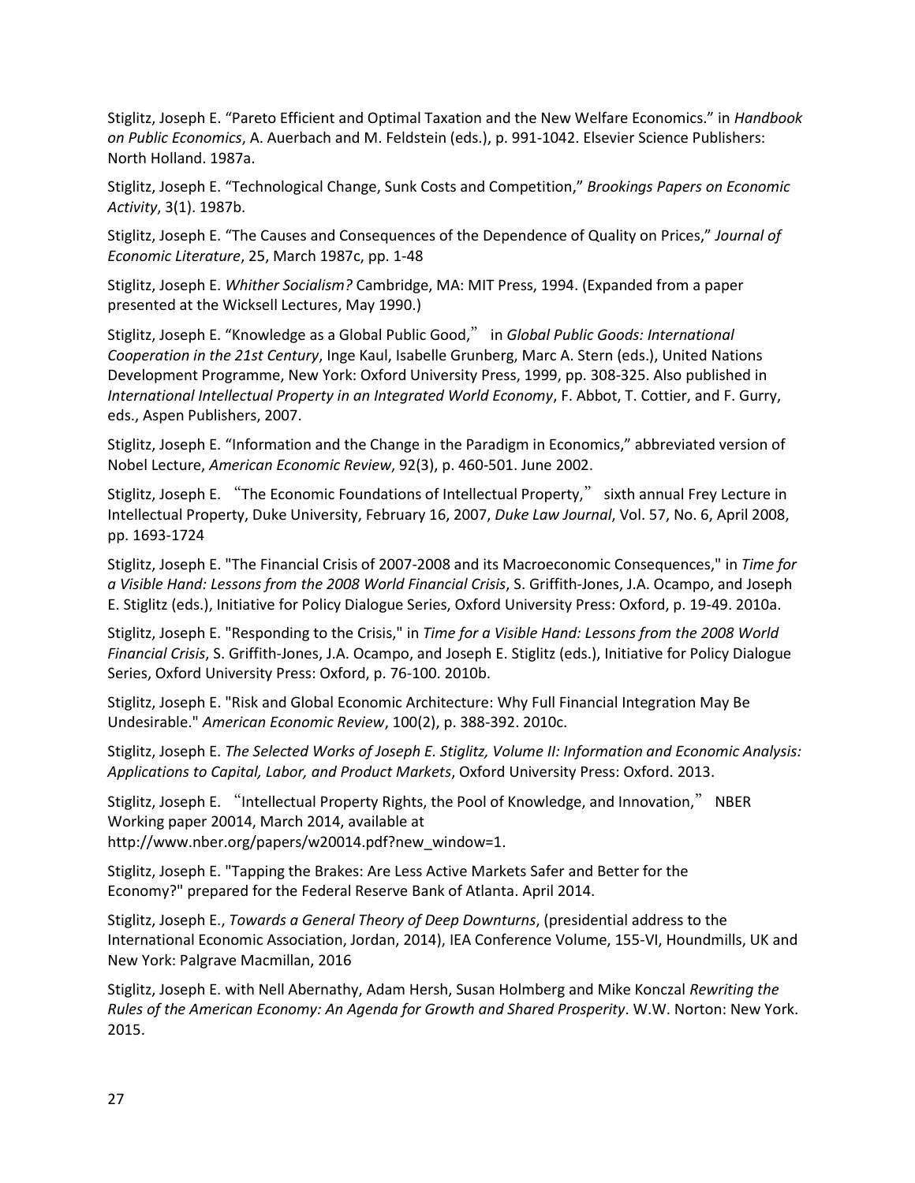Stiglitz, Joseph E. "Pareto Efficient and Optimal Taxation and the New Welfare Economics." in *Handbook on Public Economics*, A. Auerbach and M. Feldstein (eds.), p. 991-1042. Elsevier Science Publishers: North Holland. 1987a.

Stiglitz, Joseph E. "Technological Change, Sunk Costs and Competition," *Brookings Papers on Economic Activity*, 3(1). 1987b.

Stiglitz, Joseph E. "The Causes and Consequences of the Dependence of Quality on Prices," *Journal of Economic Literature*, 25, March 1987c, pp. 1-48

Stiglitz, Joseph E. *Whither Socialism?* Cambridge, MA: MIT Press, 1994. (Expanded from a paper presented at the Wicksell Lectures, May 1990.)

Stiglitz, Joseph E. "Knowledge as a Global Public Good," in *Global Public Goods: International Cooperation in the 21st Century*, Inge Kaul, Isabelle Grunberg, Marc A. Stern (eds.), United Nations Development Programme, New York: Oxford University Press, 1999, pp. 308-325. Also published in *International Intellectual Property in an Integrated World Economy*, F. Abbot, T. Cottier, and F. Gurry, eds., Aspen Publishers, 2007.

Stiglitz, Joseph E. "Information and the Change in the Paradigm in Economics," abbreviated version of Nobel Lecture, *American Economic Review*, 92(3), p. 460-501. June 2002.

Stiglitz, Joseph E. "The Economic Foundations of Intellectual Property," sixth annual Frey Lecture in Intellectual Property, Duke University, February 16, 2007, *Duke Law Journal*, Vol. 57, No. 6, April 2008, pp. 1693-1724

Stiglitz, Joseph E. "The Financial Crisis of 2007-2008 and its Macroeconomic Consequences," in *Time for a Visible Hand: Lessons from the 2008 World Financial Crisis*, S. Griffith-Jones, J.A. Ocampo, and Joseph E. Stiglitz (eds.), Initiative for Policy Dialogue Series, Oxford University Press: Oxford, p. 19-49. 2010a.

Stiglitz, Joseph E. "Responding to the Crisis," in *Time for a Visible Hand: Lessons from the 2008 World Financial Crisis*, S. Griffith-Jones, J.A. Ocampo, and Joseph E. Stiglitz (eds.), Initiative for Policy Dialogue Series, Oxford University Press: Oxford, p. 76-100. 2010b.

Stiglitz, Joseph E. "Risk and Global Economic Architecture: Why Full Financial Integration May Be Undesirable." *American Economic Review*, 100(2), p. 388-392. 2010c.

Stiglitz, Joseph E. *The Selected Works of Joseph E. Stiglitz, Volume II: Information and Economic Analysis: Applications to Capital, Labor, and Product Markets*, Oxford University Press: Oxford. 2013.

Stiglitz, Joseph E. "Intellectual Property Rights, the Pool of Knowledge, and Innovation," NBER Working paper 20014, March 2014, available at http://www.nber.org/papers/w20014.pdf?new_window=1.

Stiglitz, Joseph E. "Tapping the Brakes: Are Less Active Markets Safer and Better for the Economy?" prepared for the Federal Reserve Bank of Atlanta. April 2014.

Stiglitz, Joseph E., *Towards a General Theory of Deep Downturns*, (presidential address to the International Economic Association, Jordan, 2014), IEA Conference Volume, 155-VI, Houndmills, UK and New York: Palgrave Macmillan, 2016

Stiglitz, Joseph E. with Nell Abernathy, Adam Hersh, Susan Holmberg and Mike Konczal *Rewriting the Rules of the American Economy: An Agenda for Growth and Shared Prosperity*. W.W. Norton: New York. 2015.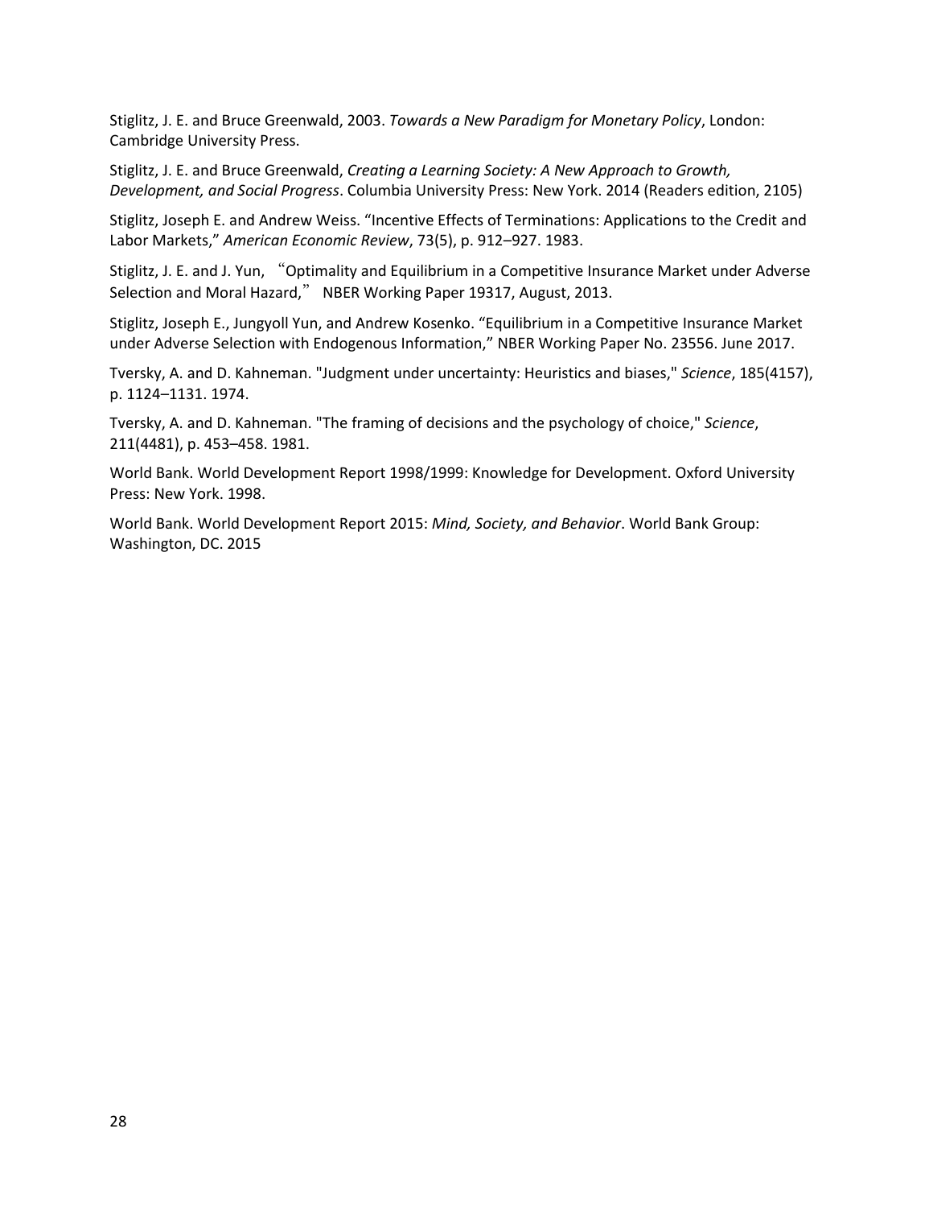Stiglitz, J. E. and Bruce Greenwald, 2003. *Towards a New Paradigm for Monetary Policy*, London: Cambridge University Press.

Stiglitz, J. E. and Bruce Greenwald, *Creating a Learning Society: A New Approach to Growth, Development, and Social Progress*. Columbia University Press: New York. 2014 (Readers edition, 2105)

Stiglitz, Joseph E. and Andrew Weiss. "Incentive Effects of Terminations: Applications to the Credit and Labor Markets," *American Economic Review*, 73(5), p. 912–927. 1983.

Stiglitz, J. E. and J. Yun, "Optimality and Equilibrium in a Competitive Insurance Market under Adverse Selection and Moral Hazard," NBER Working Paper 19317, August, 2013.

Stiglitz, Joseph E., Jungyoll Yun, and Andrew Kosenko. "Equilibrium in a Competitive Insurance Market under Adverse Selection with Endogenous Information," NBER Working Paper No. 23556. June 2017.

Tversky, A. and D. Kahneman. "Judgment under uncertainty: Heuristics and biases," *Science*, 185(4157), p. 1124–1131. 1974.

Tversky, A. and D. Kahneman. "The framing of decisions and the psychology of choice," *Science*, 211(4481), p. 453–458. 1981.

World Bank. World Development Report 1998/1999: Knowledge for Development. Oxford University Press: New York. 1998.

World Bank. World Development Report 2015: *Mind, Society, and Behavior*. World Bank Group: Washington, DC. 2015